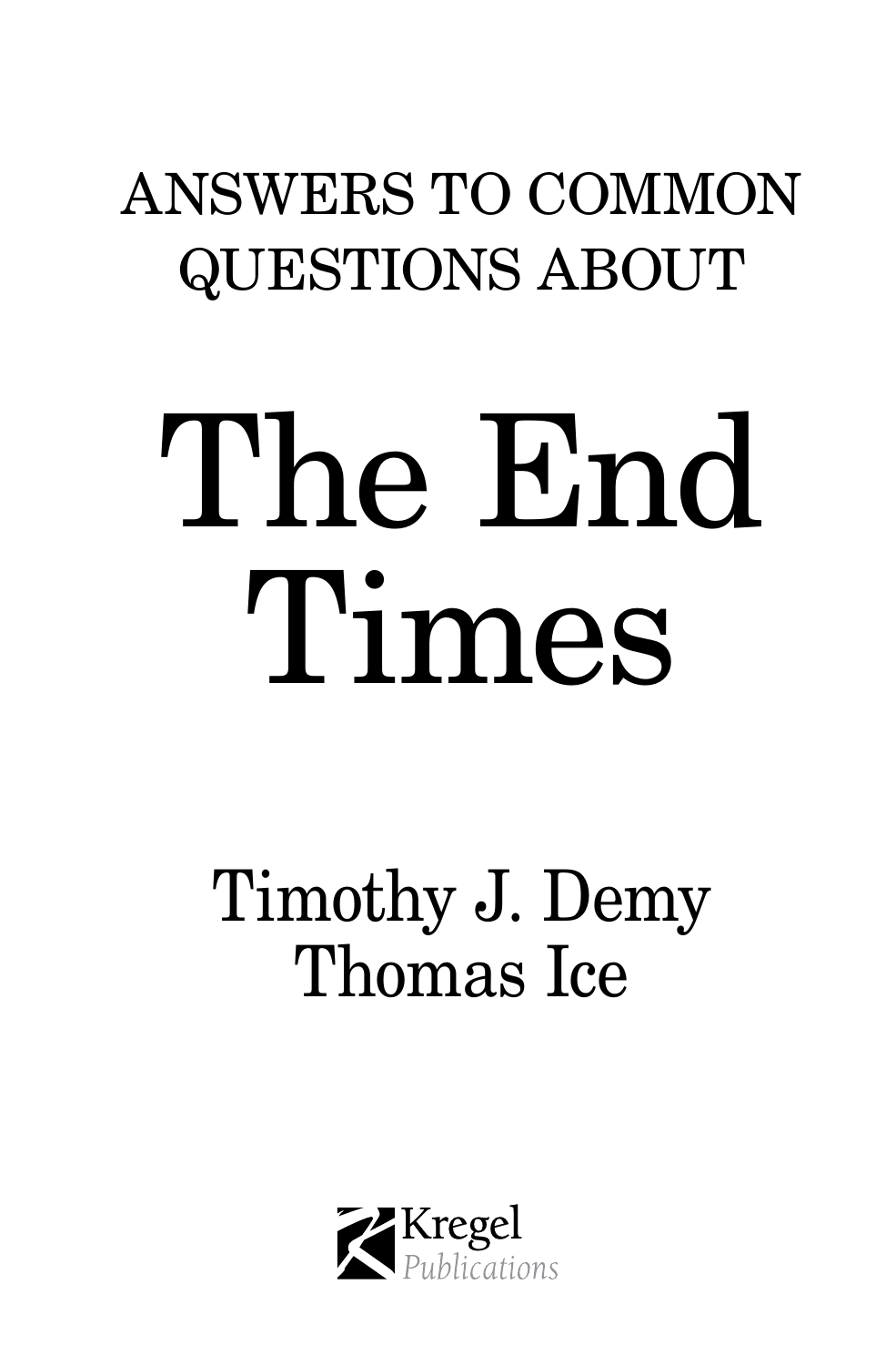ANSWERS TO COMMON QUESTIONS ABOUT

# The End Times

Timothy J. Demy
Thomas Ice

Kregel
Publications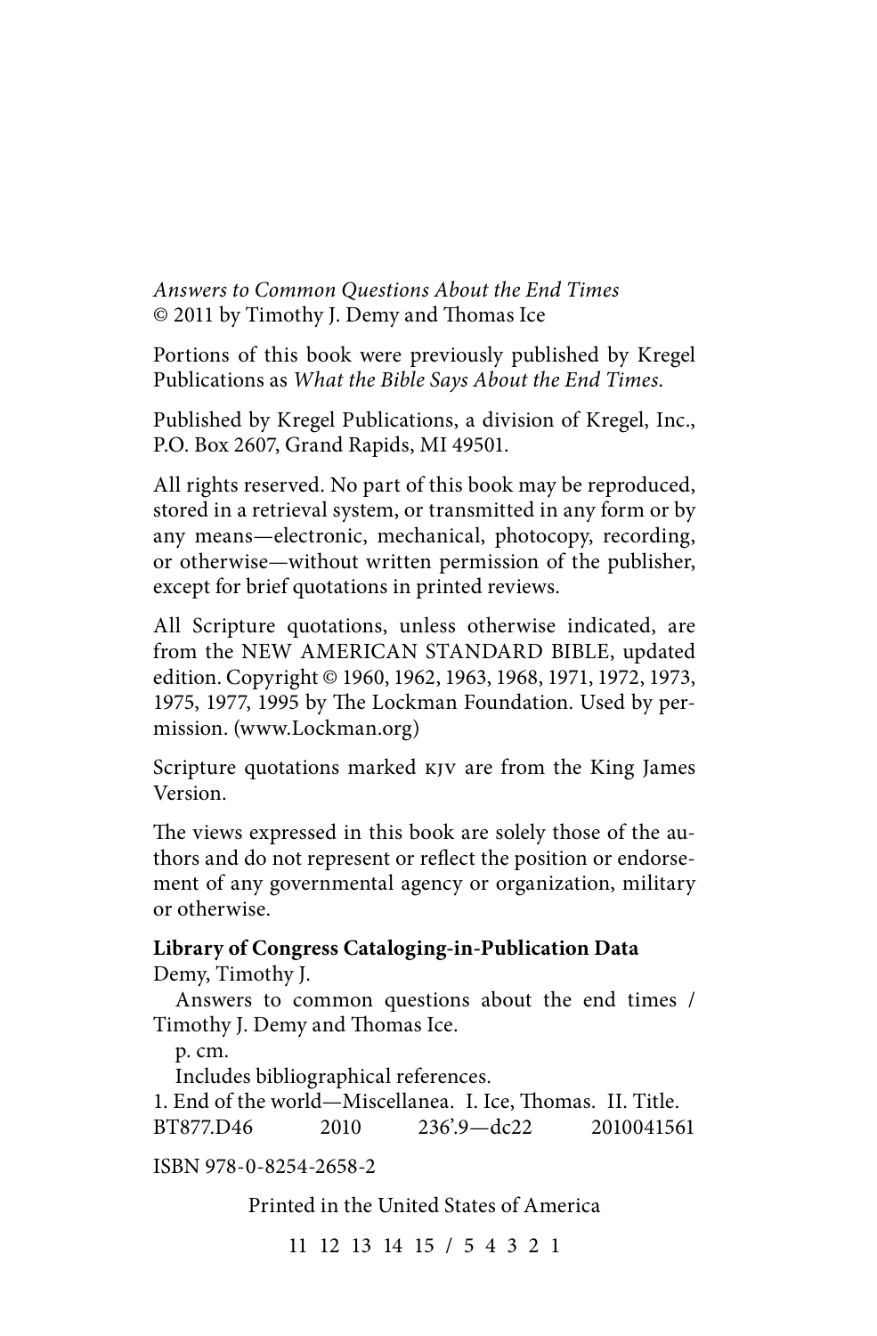*Answers to Common Questions About the End Times*
© 2011 by Timothy J. Demy and Thomas Ice

Portions of this book were previously published by Kregel Publications as *What the Bible Says About the End Times*.

Published by Kregel Publications, a division of Kregel, Inc., P.O. Box 2607, Grand Rapids, MI 49501.

All rights reserved. No part of this book may be reproduced, stored in a retrieval system, or transmitted in any form or by any means—electronic, mechanical, photocopy, recording, or otherwise—without written permission of the publisher, except for brief quotations in printed reviews.

All Scripture quotations, unless otherwise indicated, are from the NEW AMERICAN STANDARD BIBLE, updated edition. Copyright © 1960, 1962, 1963, 1968, 1971, 1972, 1973, 1975, 1977, 1995 by The Lockman Foundation. Used by permission. (www.Lockman.org)

Scripture quotations marked KJV are from the King James Version.

The views expressed in this book are solely those of the authors and do not represent or reflect the position or endorsement of any governmental agency or organization, military or otherwise.

**Library of Congress Cataloging-in-Publication Data**

Demy, Timothy J.

Answers to common questions about the end times / Timothy J. Demy and Thomas Ice.

p. cm.

Includes bibliographical references.

1. End of the world—Miscellanea. I. Ice, Thomas. II. Title.

BT877.D46 2010 236'.9—dc22 2010041561

ISBN 978-0-8254-2658-2

Printed in the United States of America

11 12 13 14 15 / 5 4 3 2 1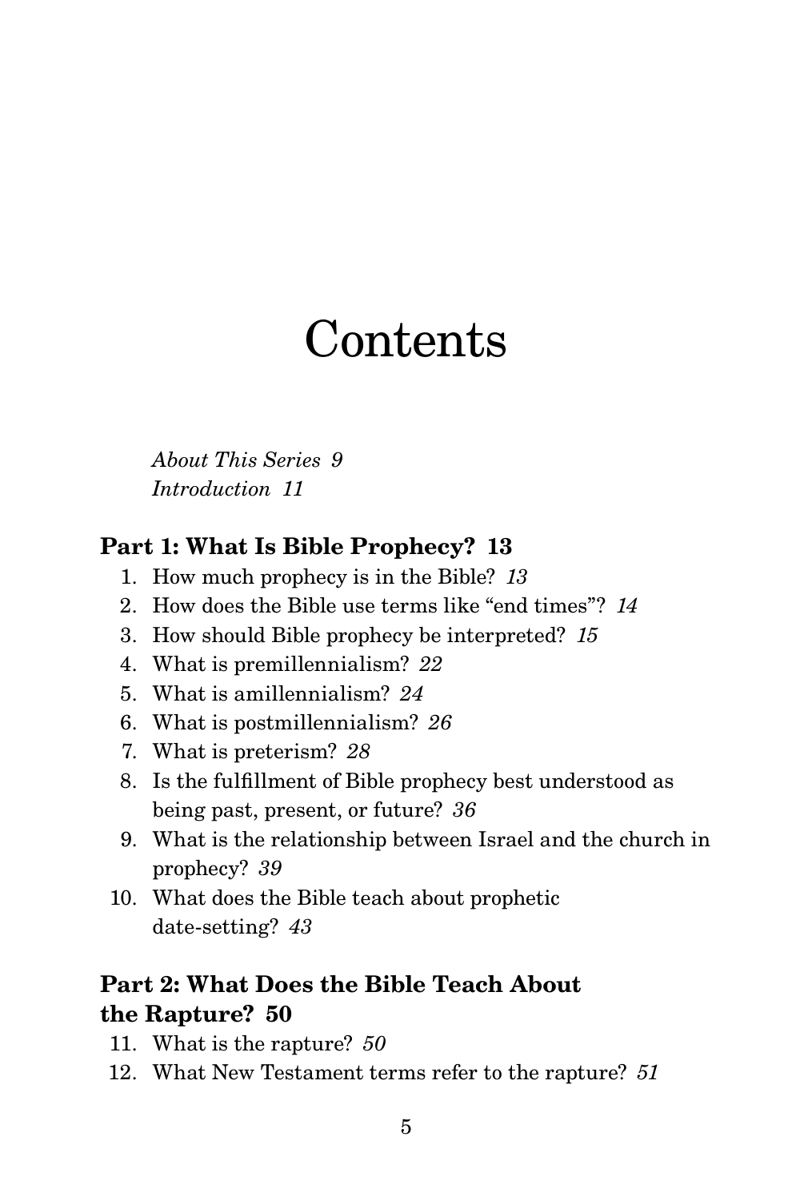# Contents

*About This Series 9*
*Introduction 11*

## Part 1: What Is Bible Prophecy? 13

1. How much prophecy is in the Bible? *13*
2. How does the Bible use terms like "end times"? *14*
3. How should Bible prophecy be interpreted? *15*
4. What is premillennialism? *22*
5. What is amillennialism? *24*
6. What is postmillennialism? *26*
7. What is preterism? *28*
8. Is the fulfillment of Bible prophecy best understood as being past, present, or future? *36*
9. What is the relationship between Israel and the church in prophecy? *39*
10. What does the Bible teach about prophetic date-setting? *43*

## Part 2: What Does the Bible Teach About the Rapture? 50

11. What is the rapture? *50*
12. What New Testament terms refer to the rapture? *51*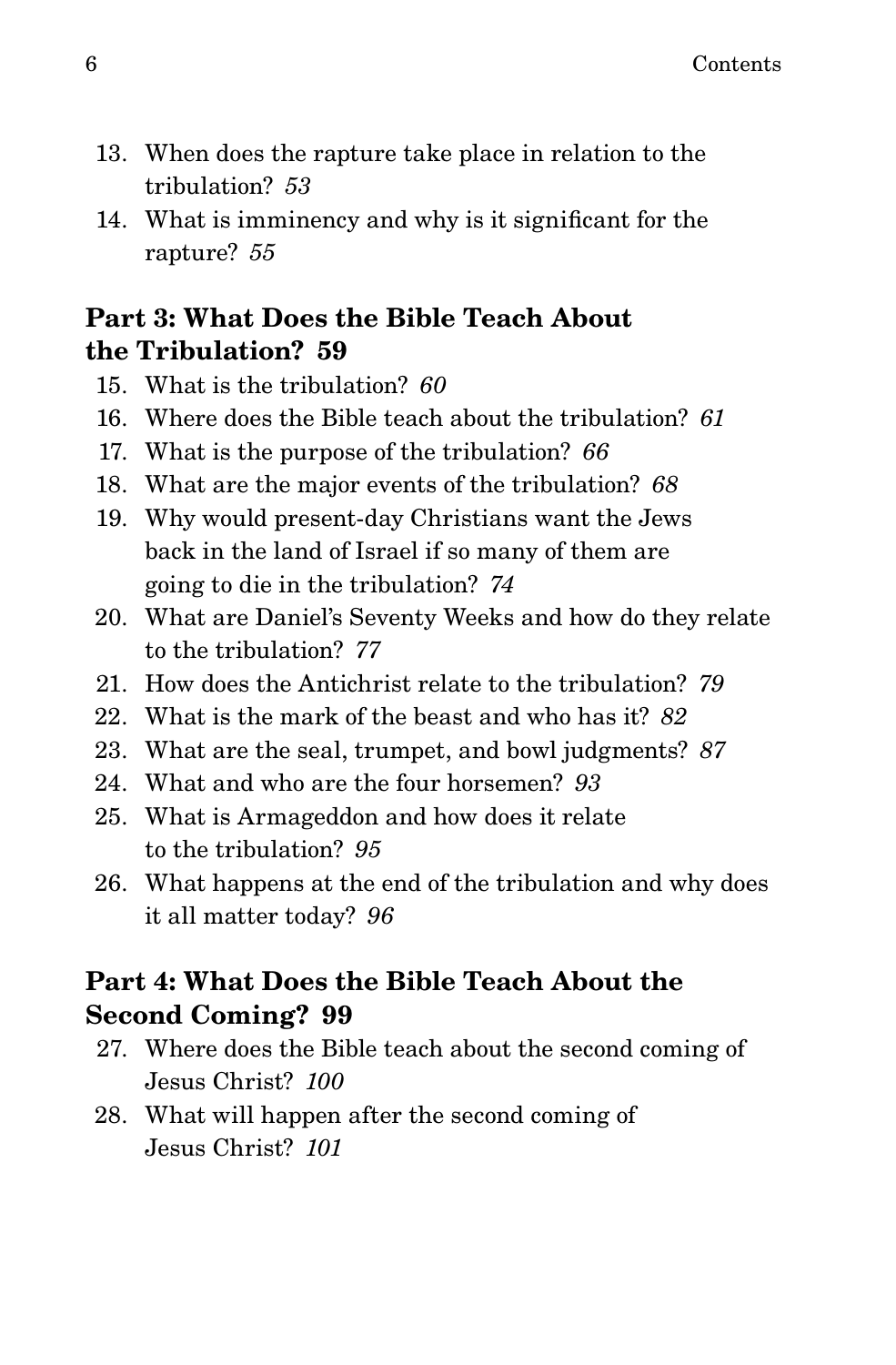13. When does the rapture take place in relation to the tribulation? *53*
14. What is imminency and why is it significant for the rapture? *55*

## Part 3: What Does the Bible Teach About the Tribulation? 59

15. What is the tribulation? *60*
16. Where does the Bible teach about the tribulation? *61*
17. What is the purpose of the tribulation? *66*
18. What are the major events of the tribulation? *68*
19. Why would present-day Christians want the Jews back in the land of Israel if so many of them are going to die in the tribulation? *74*
20. What are Daniel's Seventy Weeks and how do they relate to the tribulation? *77*
21. How does the Antichrist relate to the tribulation? *79*
22. What is the mark of the beast and who has it? *82*
23. What are the seal, trumpet, and bowl judgments? *87*
24. What and who are the four horsemen? *93*
25. What is Armageddon and how does it relate to the tribulation? *95*
26. What happens at the end of the tribulation and why does it all matter today? *96*

## Part 4: What Does the Bible Teach About the Second Coming? 99

27. Where does the Bible teach about the second coming of Jesus Christ? *100*
28. What will happen after the second coming of Jesus Christ? *101*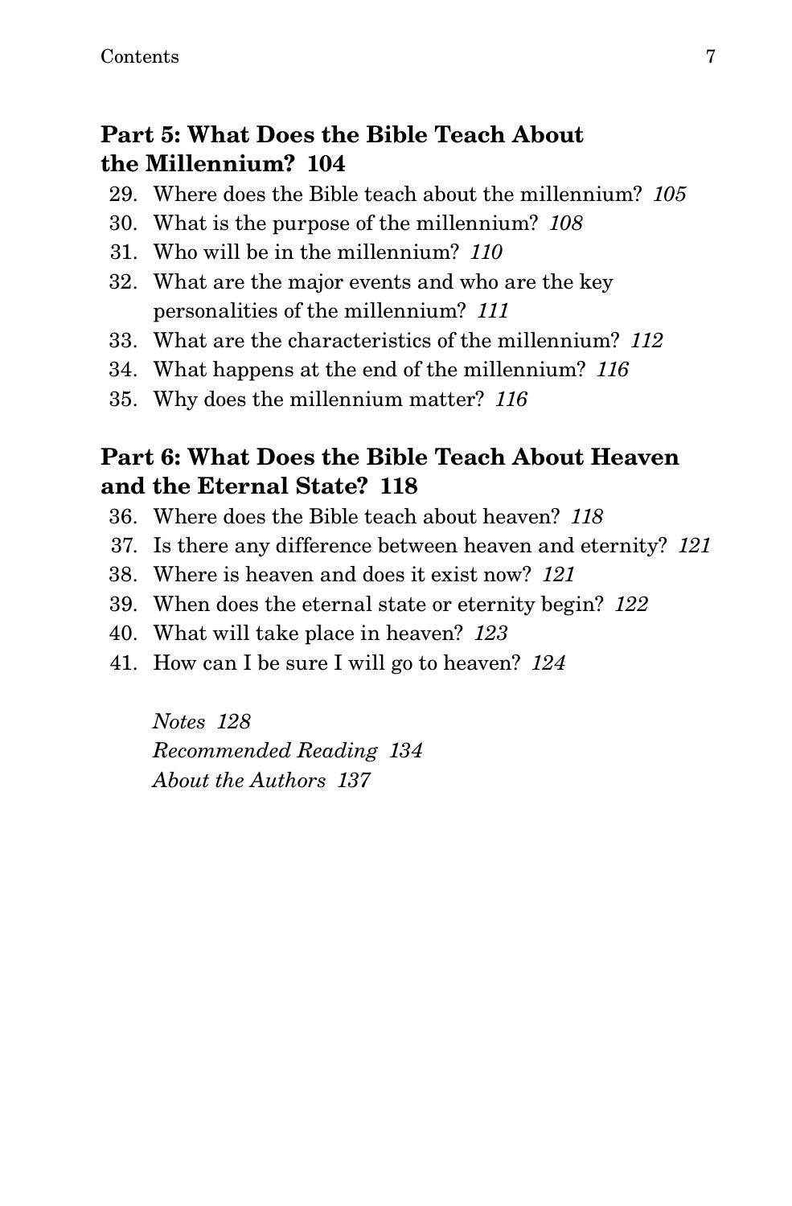## Part 5: What Does the Bible Teach About the Millennium? 104

29. Where does the Bible teach about the millennium? *105*
30. What is the purpose of the millennium? *108*
31. Who will be in the millennium? *110*
32. What are the major events and who are the key personalities of the millennium? *111*
33. What are the characteristics of the millennium? *112*
34. What happens at the end of the millennium? *116*
35. Why does the millennium matter? *116*

## Part 6: What Does the Bible Teach About Heaven and the Eternal State? 118

36. Where does the Bible teach about heaven? *118*
37. Is there any difference between heaven and eternity? *121*
38. Where is heaven and does it exist now? *121*
39. When does the eternal state or eternity begin? *122*
40. What will take place in heaven? *123*
41. How can I be sure I will go to heaven? *124*

*Notes 128*
*Recommended Reading 134*
*About the Authors 137*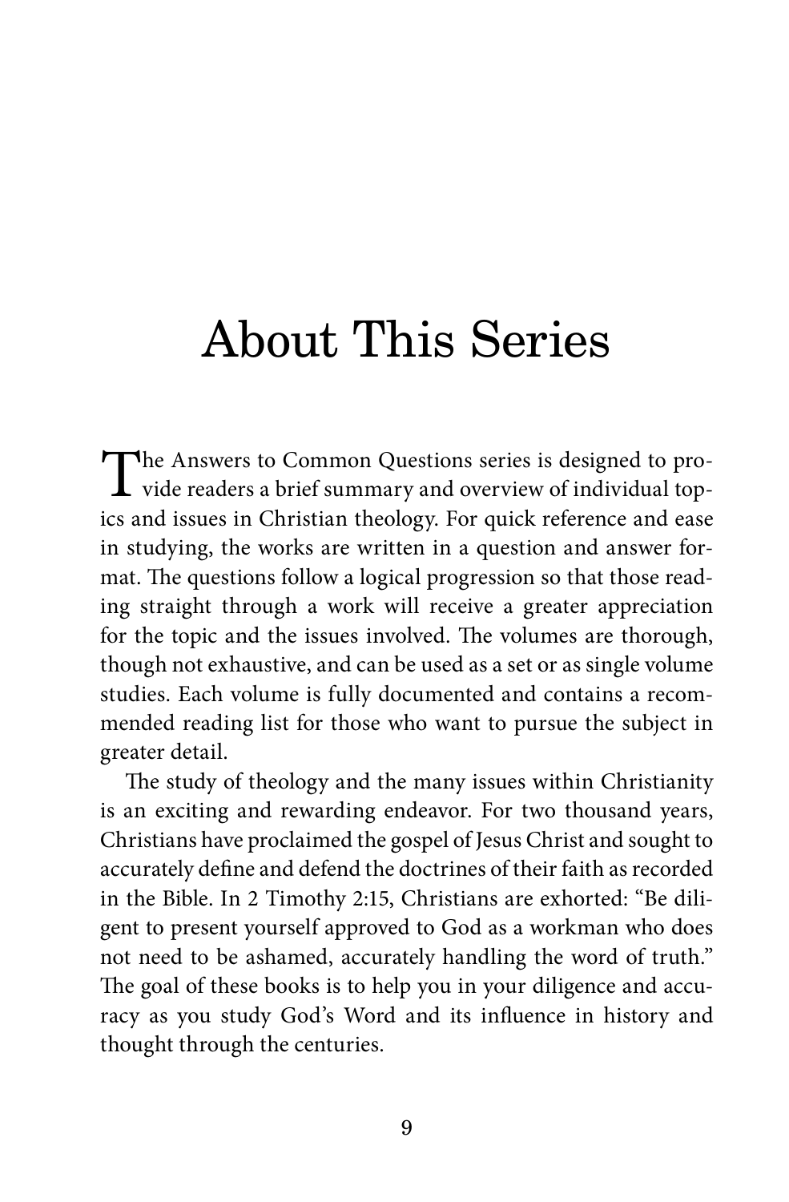# About This Series

The Answers to Common Questions series is designed to provide readers a brief summary and overview of individual topics and issues in Christian theology. For quick reference and ease in studying, the works are written in a question and answer format. The questions follow a logical progression so that those reading straight through a work will receive a greater appreciation for the topic and the issues involved. The volumes are thorough, though not exhaustive, and can be used as a set or as single volume studies. Each volume is fully documented and contains a recommended reading list for those who want to pursue the subject in greater detail.

The study of theology and the many issues within Christianity is an exciting and rewarding endeavor. For two thousand years, Christians have proclaimed the gospel of Jesus Christ and sought to accurately define and defend the doctrines of their faith as recorded in the Bible. In 2 Timothy 2:15, Christians are exhorted: "Be diligent to present yourself approved to God as a workman who does not need to be ashamed, accurately handling the word of truth." The goal of these books is to help you in your diligence and accuracy as you study God's Word and its influence in history and thought through the centuries.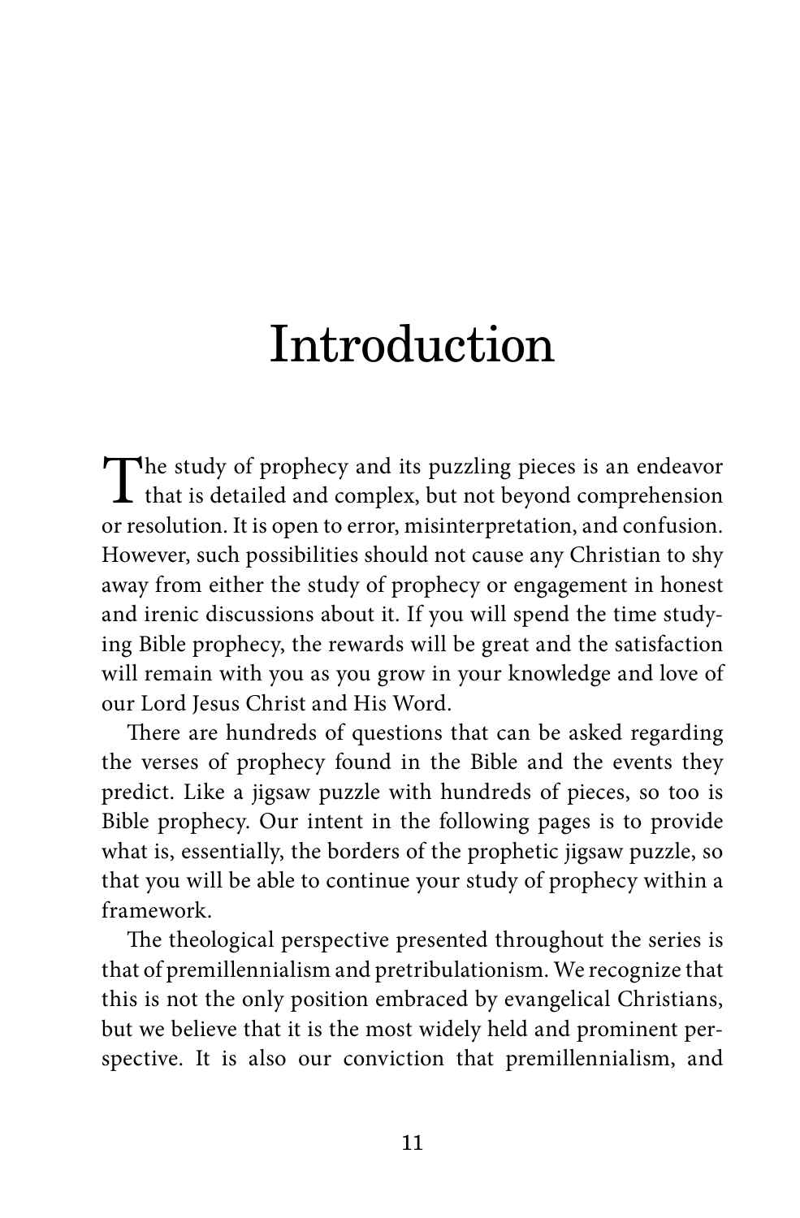# Introduction

The study of prophecy and its puzzling pieces is an endeavor that is detailed and complex, but not beyond comprehension or resolution. It is open to error, misinterpretation, and confusion. However, such possibilities should not cause any Christian to shy away from either the study of prophecy or engagement in honest and irenic discussions about it. If you will spend the time studying Bible prophecy, the rewards will be great and the satisfaction will remain with you as you grow in your knowledge and love of our Lord Jesus Christ and His Word.

There are hundreds of questions that can be asked regarding the verses of prophecy found in the Bible and the events they predict. Like a jigsaw puzzle with hundreds of pieces, so too is Bible prophecy. Our intent in the following pages is to provide what is, essentially, the borders of the prophetic jigsaw puzzle, so that you will be able to continue your study of prophecy within a framework.

The theological perspective presented throughout the series is that of premillennialism and pretribulationism. We recognize that this is not the only position embraced by evangelical Christians, but we believe that it is the most widely held and prominent perspective. It is also our conviction that premillennialism, and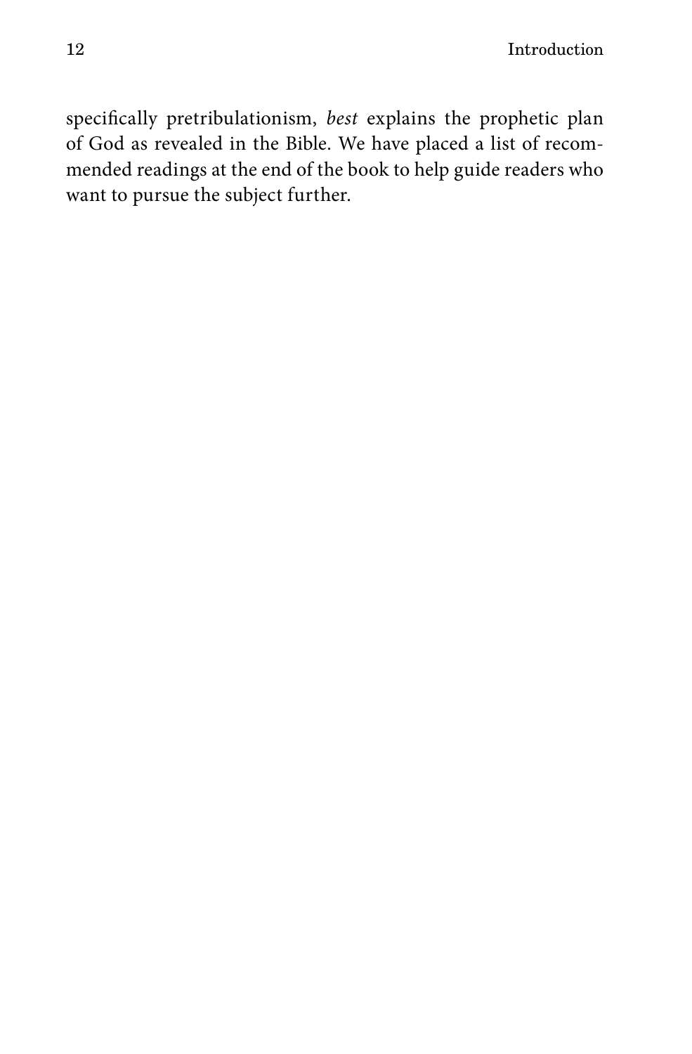specifically pretribulationism, *best* explains the prophetic plan of God as revealed in the Bible. We have placed a list of recommended readings at the end of the book to help guide readers who want to pursue the subject further.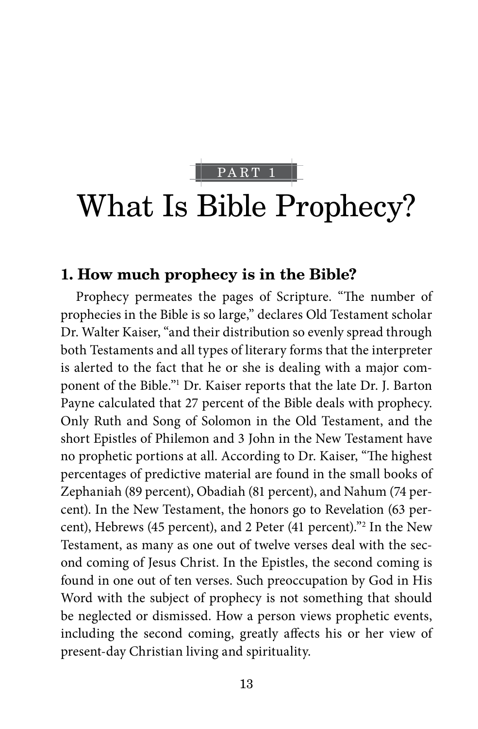PART 1

# What Is Bible Prophecy?

## 1. How much prophecy is in the Bible?

Prophecy permeates the pages of Scripture. "The number of prophecies in the Bible is so large," declares Old Testament scholar Dr. Walter Kaiser, "and their distribution so evenly spread through both Testaments and all types of literary forms that the interpreter is alerted to the fact that he or she is dealing with a major component of the Bible."[1] Dr. Kaiser reports that the late Dr. J. Barton Payne calculated that 27 percent of the Bible deals with prophecy. Only Ruth and Song of Solomon in the Old Testament, and the short Epistles of Philemon and 3 John in the New Testament have no prophetic portions at all. According to Dr. Kaiser, "The highest percentages of predictive material are found in the small books of Zephaniah (89 percent), Obadiah (81 percent), and Nahum (74 percent). In the New Testament, the honors go to Revelation (63 percent), Hebrews (45 percent), and 2 Peter (41 percent)."[2] In the New Testament, as many as one out of twelve verses deal with the second coming of Jesus Christ. In the Epistles, the second coming is found in one out of ten verses. Such preoccupation by God in His Word with the subject of prophecy is not something that should be neglected or dismissed. How a person views prophetic events, including the second coming, greatly affects his or her view of present-day Christian living and spirituality.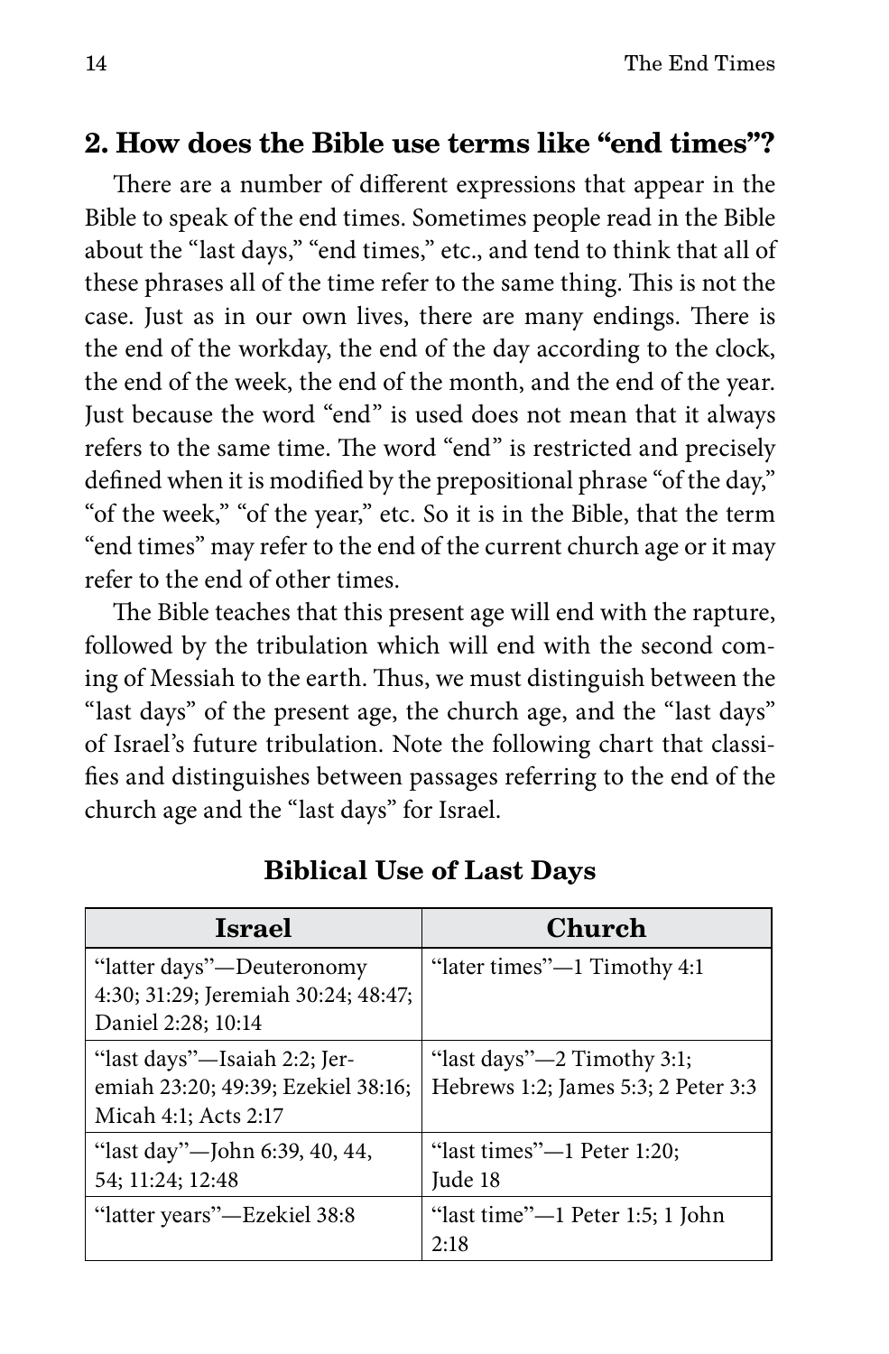## 2. How does the Bible use terms like "end times"?

There are a number of different expressions that appear in the Bible to speak of the end times. Sometimes people read in the Bible about the "last days," "end times," etc., and tend to think that all of these phrases all of the time refer to the same thing. This is not the case. Just as in our own lives, there are many endings. There is the end of the workday, the end of the day according to the clock, the end of the week, the end of the month, and the end of the year. Just because the word "end" is used does not mean that it always refers to the same time. The word "end" is restricted and precisely defined when it is modified by the prepositional phrase "of the day," "of the week," "of the year," etc. So it is in the Bible, that the term "end times" may refer to the end of the current church age or it may refer to the end of other times.

The Bible teaches that this present age will end with the rapture, followed by the tribulation which will end with the second coming of Messiah to the earth. Thus, we must distinguish between the "last days" of the present age, the church age, and the "last days" of Israel's future tribulation. Note the following chart that classifies and distinguishes between passages referring to the end of the church age and the "last days" for Israel.

**Biblical Use of Last Days**

| Israel | Church |
|---|---|
| "latter days"—Deuteronomy 4:30; 31:29; Jeremiah 30:24; 48:47; Daniel 2:28; 10:14 | "later times"—1 Timothy 4:1 |
| "last days"—Isaiah 2:2; Jeremiah 23:20; 49:39; Ezekiel 38:16; Micah 4:1; Acts 2:17 | "last days"—2 Timothy 3:1; Hebrews 1:2; James 5:3; 2 Peter 3:3 |
| "last day"—John 6:39, 40, 44, 54; 11:24; 12:48 | "last times"—1 Peter 1:20; Jude 18 |
| "latter years"—Ezekiel 38:8 | "last time"—1 Peter 1:5; 1 John 2:18 |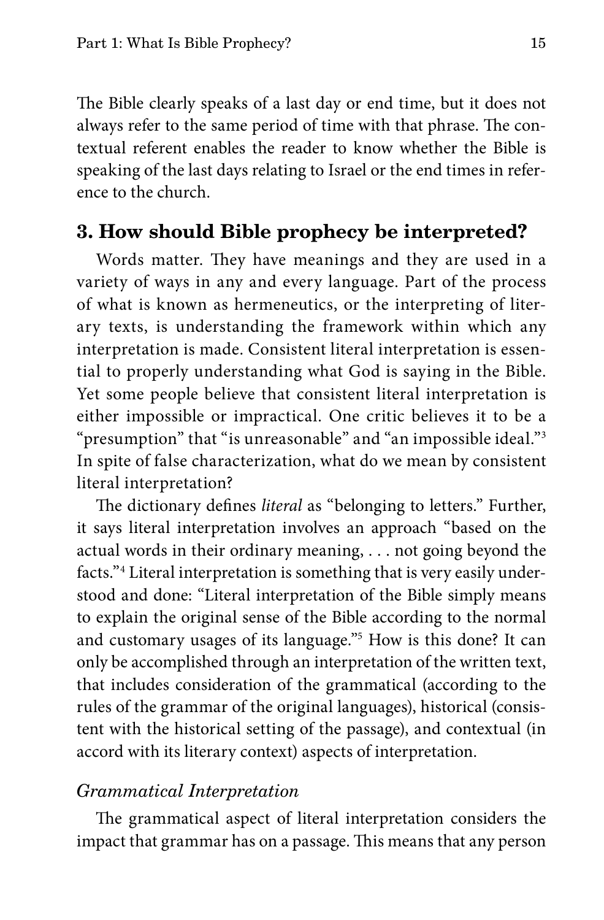The Bible clearly speaks of a last day or end time, but it does not always refer to the same period of time with that phrase. The contextual referent enables the reader to know whether the Bible is speaking of the last days relating to Israel or the end times in reference to the church.

## 3. How should Bible prophecy be interpreted?

Words matter. They have meanings and they are used in a variety of ways in any and every language. Part of the process of what is known as hermeneutics, or the interpreting of literary texts, is understanding the framework within which any interpretation is made. Consistent literal interpretation is essential to properly understanding what God is saying in the Bible. Yet some people believe that consistent literal interpretation is either impossible or impractical. One critic believes it to be a "presumption" that "is unreasonable" and "an impossible ideal."[3] In spite of false characterization, what do we mean by consistent literal interpretation?

The dictionary defines *literal* as "belonging to letters." Further, it says literal interpretation involves an approach "based on the actual words in their ordinary meaning, . . . not going beyond the facts."[4] Literal interpretation is something that is very easily understood and done: "Literal interpretation of the Bible simply means to explain the original sense of the Bible according to the normal and customary usages of its language."[5] How is this done? It can only be accomplished through an interpretation of the written text, that includes consideration of the grammatical (according to the rules of the grammar of the original languages), historical (consistent with the historical setting of the passage), and contextual (in accord with its literary context) aspects of interpretation.

### *Grammatical Interpretation*

The grammatical aspect of literal interpretation considers the impact that grammar has on a passage. This means that any person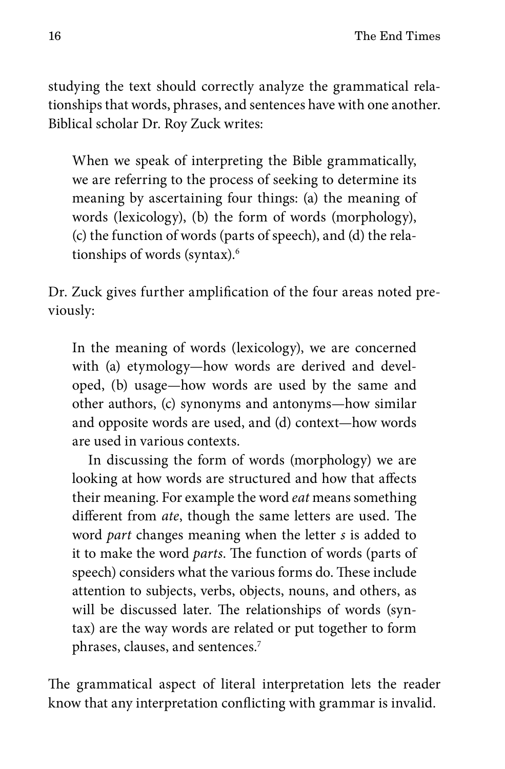studying the text should correctly analyze the grammatical relationships that words, phrases, and sentences have with one another. Biblical scholar Dr. Roy Zuck writes:

> When we speak of interpreting the Bible grammatically, we are referring to the process of seeking to determine its meaning by ascertaining four things: (a) the meaning of words (lexicology), (b) the form of words (morphology), (c) the function of words (parts of speech), and (d) the relationships of words (syntax).[6]

Dr. Zuck gives further amplification of the four areas noted previously:

> In the meaning of words (lexicology), we are concerned with (a) etymology—how words are derived and developed, (b) usage—how words are used by the same and other authors, (c) synonyms and antonyms—how similar and opposite words are used, and (d) context—how words are used in various contexts.
>
> In discussing the form of words (morphology) we are looking at how words are structured and how that affects their meaning. For example the word *eat* means something different from *ate*, though the same letters are used. The word *part* changes meaning when the letter *s* is added to it to make the word *parts*. The function of words (parts of speech) considers what the various forms do. These include attention to subjects, verbs, objects, nouns, and others, as will be discussed later. The relationships of words (syntax) are the way words are related or put together to form phrases, clauses, and sentences.[7]

The grammatical aspect of literal interpretation lets the reader know that any interpretation conflicting with grammar is invalid.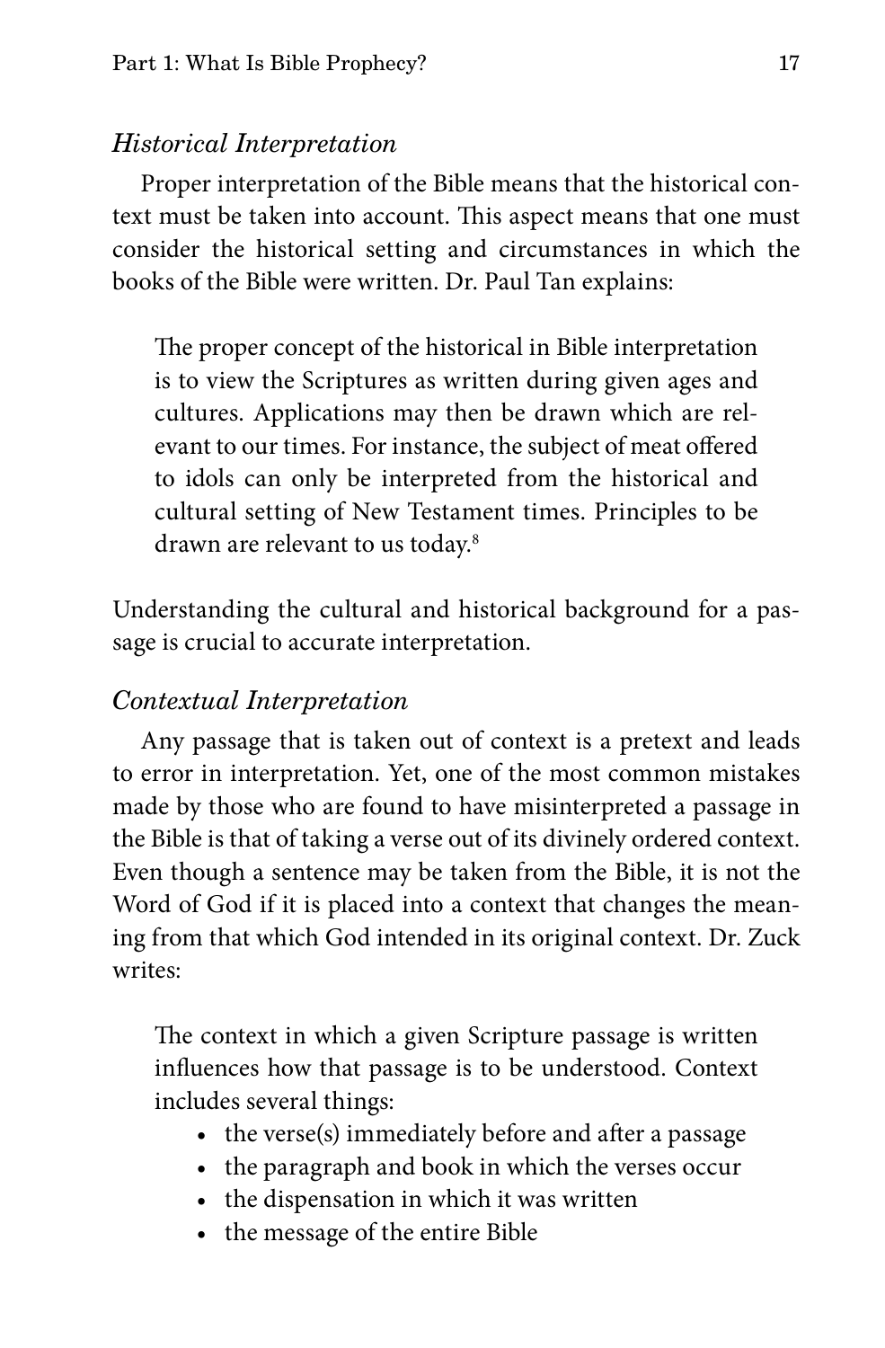### *Historical Interpretation*

Proper interpretation of the Bible means that the historical context must be taken into account. This aspect means that one must consider the historical setting and circumstances in which the books of the Bible were written. Dr. Paul Tan explains:

> The proper concept of the historical in Bible interpretation is to view the Scriptures as written during given ages and cultures. Applications may then be drawn which are relevant to our times. For instance, the subject of meat offered to idols can only be interpreted from the historical and cultural setting of New Testament times. Principles to be drawn are relevant to us today.[8]

Understanding the cultural and historical background for a passage is crucial to accurate interpretation.

### *Contextual Interpretation*

Any passage that is taken out of context is a pretext and leads to error in interpretation. Yet, one of the most common mistakes made by those who are found to have misinterpreted a passage in the Bible is that of taking a verse out of its divinely ordered context. Even though a sentence may be taken from the Bible, it is not the Word of God if it is placed into a context that changes the meaning from that which God intended in its original context. Dr. Zuck writes:

> The context in which a given Scripture passage is written influences how that passage is to be understood. Context includes several things:
>
> - the verse(s) immediately before and after a passage
> - the paragraph and book in which the verses occur
> - the dispensation in which it was written
> - the message of the entire Bible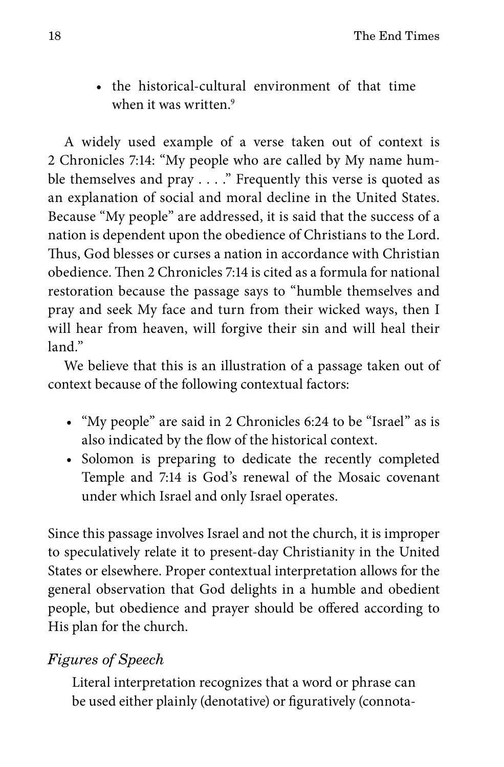- the historical-cultural environment of that time when it was written.[9]

A widely used example of a verse taken out of context is 2 Chronicles 7:14: "My people who are called by My name humble themselves and pray . . . ." Frequently this verse is quoted as an explanation of social and moral decline in the United States. Because "My people" are addressed, it is said that the success of a nation is dependent upon the obedience of Christians to the Lord. Thus, God blesses or curses a nation in accordance with Christian obedience. Then 2 Chronicles 7:14 is cited as a formula for national restoration because the passage says to "humble themselves and pray and seek My face and turn from their wicked ways, then I will hear from heaven, will forgive their sin and will heal their land."

We believe that this is an illustration of a passage taken out of context because of the following contextual factors:

- "My people" are said in 2 Chronicles 6:24 to be "Israel" as is also indicated by the flow of the historical context.
- Solomon is preparing to dedicate the recently completed Temple and 7:14 is God's renewal of the Mosaic covenant under which Israel and only Israel operates.

Since this passage involves Israel and not the church, it is improper to speculatively relate it to present-day Christianity in the United States or elsewhere. Proper contextual interpretation allows for the general observation that God delights in a humble and obedient people, but obedience and prayer should be offered according to His plan for the church.

### *Figures of Speech*

Literal interpretation recognizes that a word or phrase can be used either plainly (denotative) or figuratively (connota-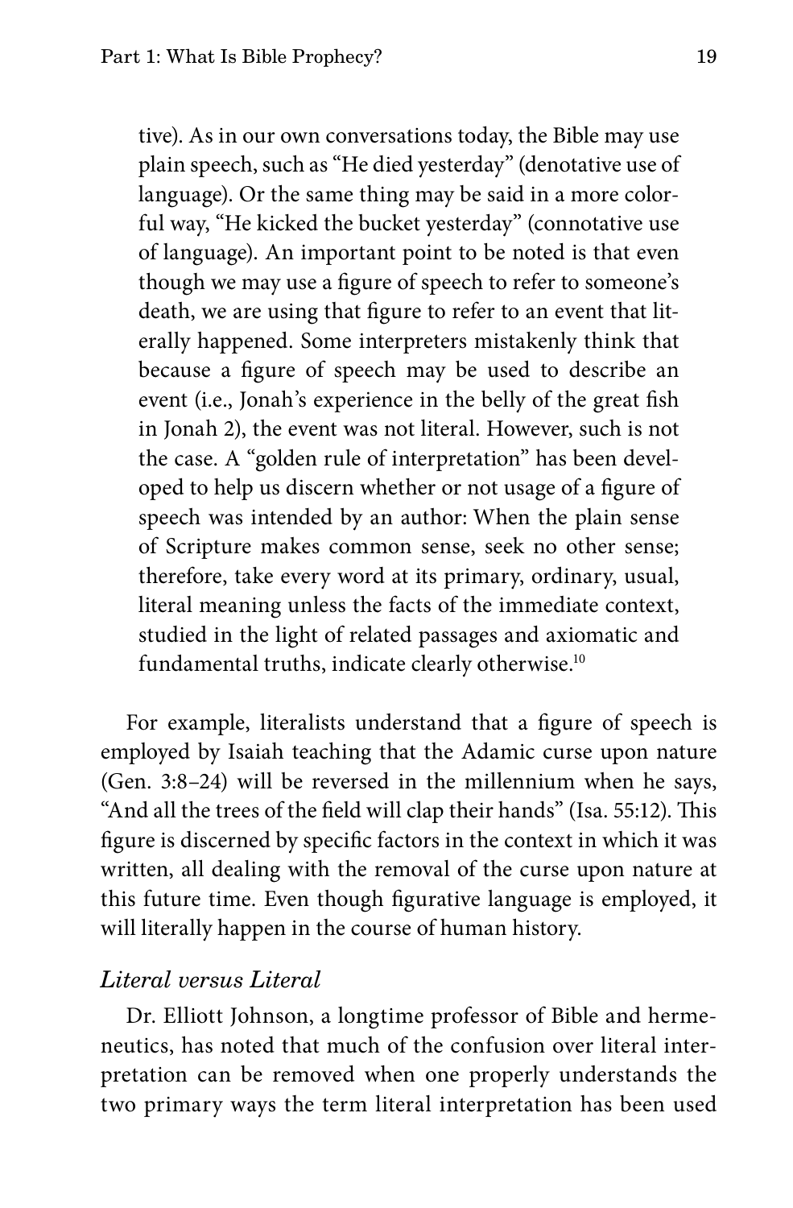tive). As in our own conversations today, the Bible may use plain speech, such as "He died yesterday" (denotative use of language). Or the same thing may be said in a more colorful way, "He kicked the bucket yesterday" (connotative use of language). An important point to be noted is that even though we may use a figure of speech to refer to someone's death, we are using that figure to refer to an event that literally happened. Some interpreters mistakenly think that because a figure of speech may be used to describe an event (i.e., Jonah's experience in the belly of the great fish in Jonah 2), the event was not literal. However, such is not the case. A "golden rule of interpretation" has been developed to help us discern whether or not usage of a figure of speech was intended by an author: When the plain sense of Scripture makes common sense, seek no other sense; therefore, take every word at its primary, ordinary, usual, literal meaning unless the facts of the immediate context, studied in the light of related passages and axiomatic and fundamental truths, indicate clearly otherwise.[10]

For example, literalists understand that a figure of speech is employed by Isaiah teaching that the Adamic curse upon nature (Gen. 3:8–24) will be reversed in the millennium when he says, "And all the trees of the field will clap their hands" (Isa. 55:12). This figure is discerned by specific factors in the context in which it was written, all dealing with the removal of the curse upon nature at this future time. Even though figurative language is employed, it will literally happen in the course of human history.

### *Literal versus Literal*

Dr. Elliott Johnson, a longtime professor of Bible and hermeneutics, has noted that much of the confusion over literal interpretation can be removed when one properly understands the two primary ways the term literal interpretation has been used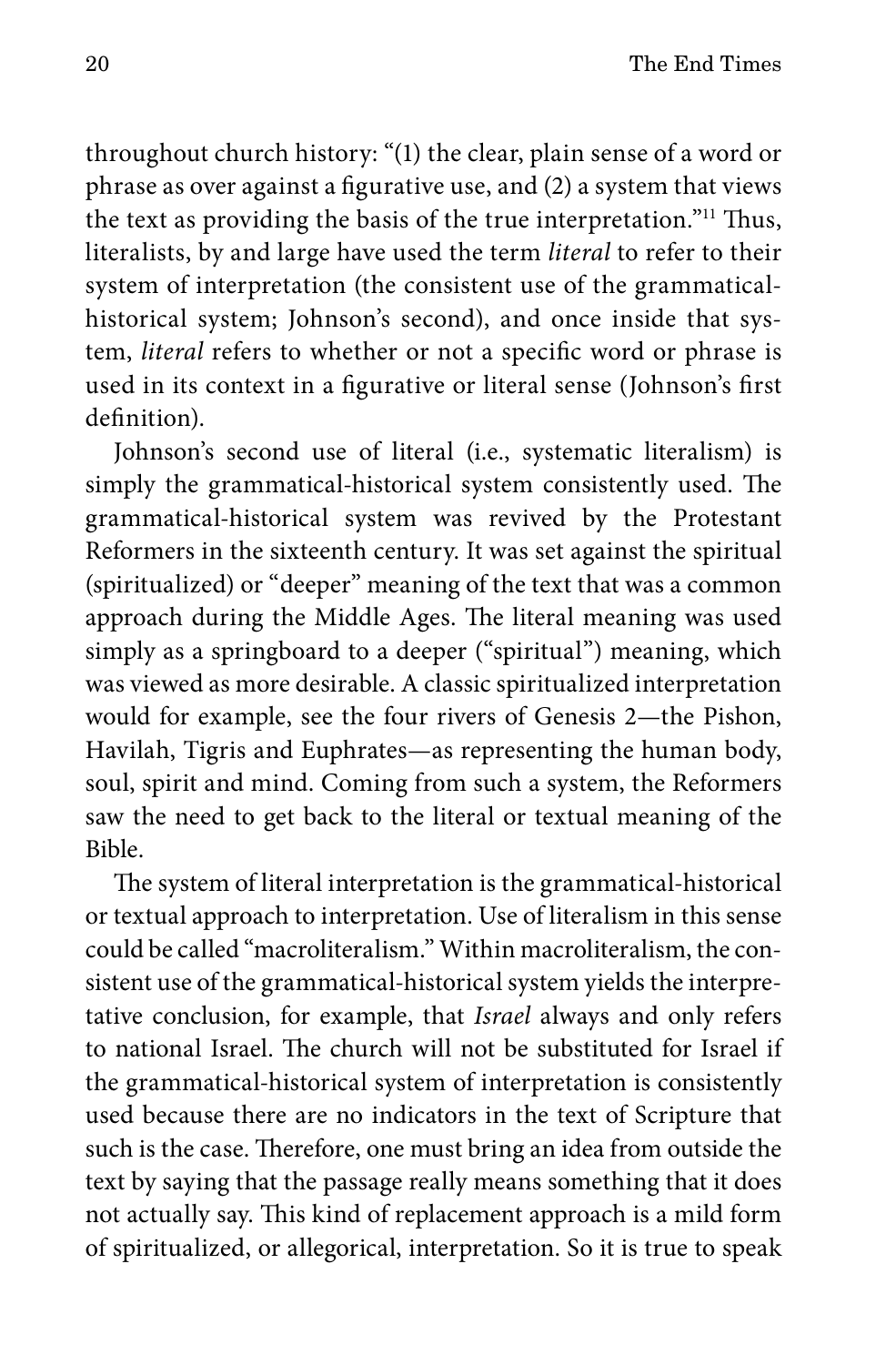throughout church history: "(1) the clear, plain sense of a word or phrase as over against a figurative use, and (2) a system that views the text as providing the basis of the true interpretation."[11] Thus, literalists, by and large have used the term *literal* to refer to their system of interpretation (the consistent use of the grammatical-historical system; Johnson's second), and once inside that system, *literal* refers to whether or not a specific word or phrase is used in its context in a figurative or literal sense (Johnson's first definition).

Johnson's second use of literal (i.e., systematic literalism) is simply the grammatical-historical system consistently used. The grammatical-historical system was revived by the Protestant Reformers in the sixteenth century. It was set against the spiritual (spiritualized) or "deeper" meaning of the text that was a common approach during the Middle Ages. The literal meaning was used simply as a springboard to a deeper ("spiritual") meaning, which was viewed as more desirable. A classic spiritualized interpretation would for example, see the four rivers of Genesis 2—the Pishon, Havilah, Tigris and Euphrates—as representing the human body, soul, spirit and mind. Coming from such a system, the Reformers saw the need to get back to the literal or textual meaning of the Bible.

The system of literal interpretation is the grammatical-historical or textual approach to interpretation. Use of literalism in this sense could be called "macroliteralism." Within macroliteralism, the consistent use of the grammatical-historical system yields the interpretative conclusion, for example, that *Israel* always and only refers to national Israel. The church will not be substituted for Israel if the grammatical-historical system of interpretation is consistently used because there are no indicators in the text of Scripture that such is the case. Therefore, one must bring an idea from outside the text by saying that the passage really means something that it does not actually say. This kind of replacement approach is a mild form of spiritualized, or allegorical, interpretation. So it is true to speak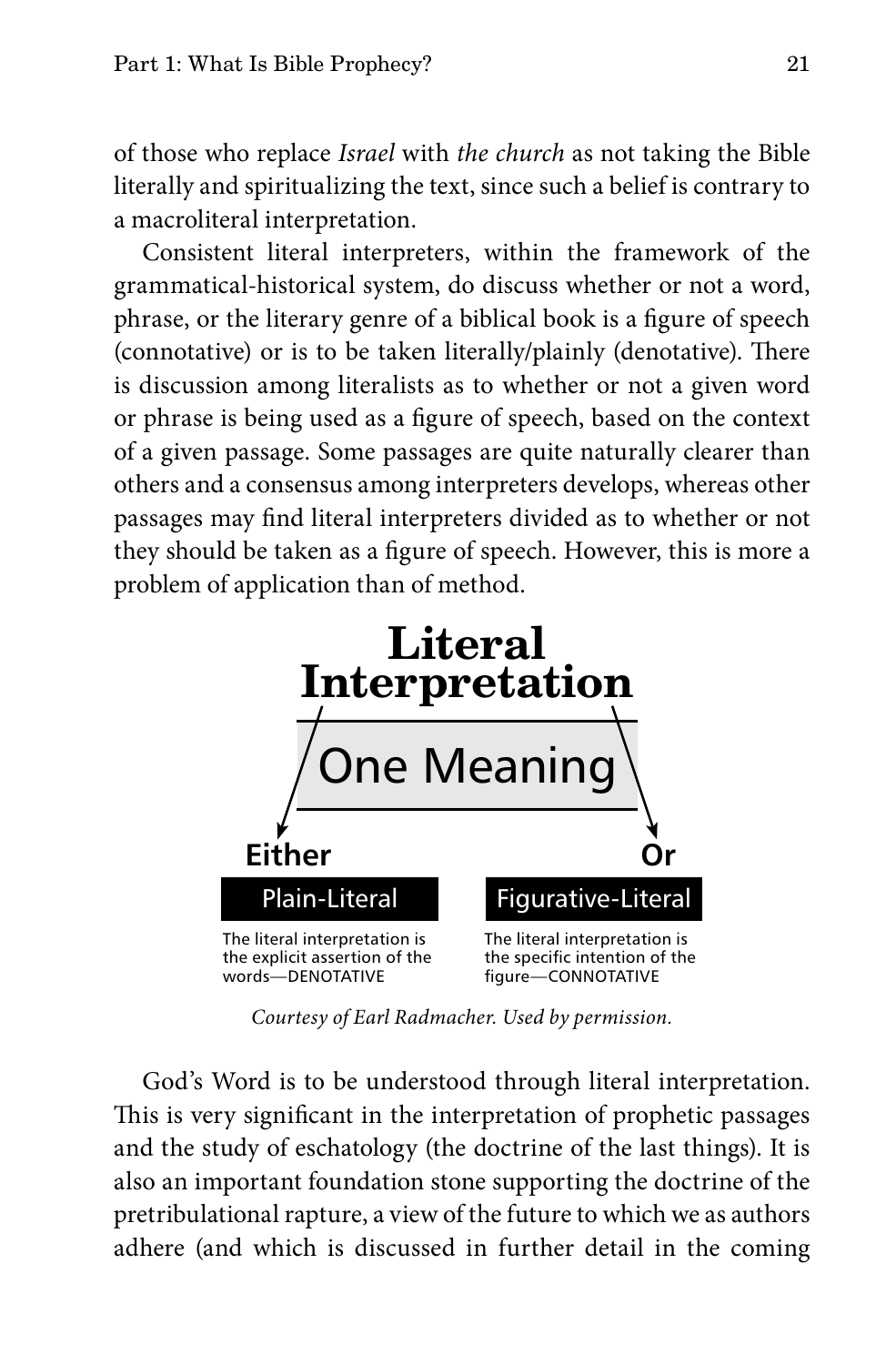of those who replace *Israel* with *the church* as not taking the Bible literally and spiritualizing the text, since such a belief is contrary to a macroliteral interpretation.

Consistent literal interpreters, within the framework of the grammatical-historical system, do discuss whether or not a word, phrase, or the literary genre of a biblical book is a figure of speech (connotative) or is to be taken literally/plainly (denotative). There is discussion among literalists as to whether or not a given word or phrase is being used as a figure of speech, based on the context of a given passage. Some passages are quite naturally clearer than others and a consensus among interpreters develops, whereas other passages may find literal interpreters divided as to whether or not they should be taken as a figure of speech. However, this is more a problem of application than of method.

**Literal Interpretation**

One Meaning

| **Either** | **Or** |
| --- | --- |
| **Plain-Literal** | **Figurative-Literal** |
| The literal interpretation is the explicit assertion of the words—DENOTATIVE | The literal interpretation is the specific intention of the figure—CONNOTATIVE |

*Courtesy of Earl Radmacher. Used by permission.*

God's Word is to be understood through literal interpretation. This is very significant in the interpretation of prophetic passages and the study of eschatology (the doctrine of the last things). It is also an important foundation stone supporting the doctrine of the pretribulational rapture, a view of the future to which we as authors adhere (and which is discussed in further detail in the coming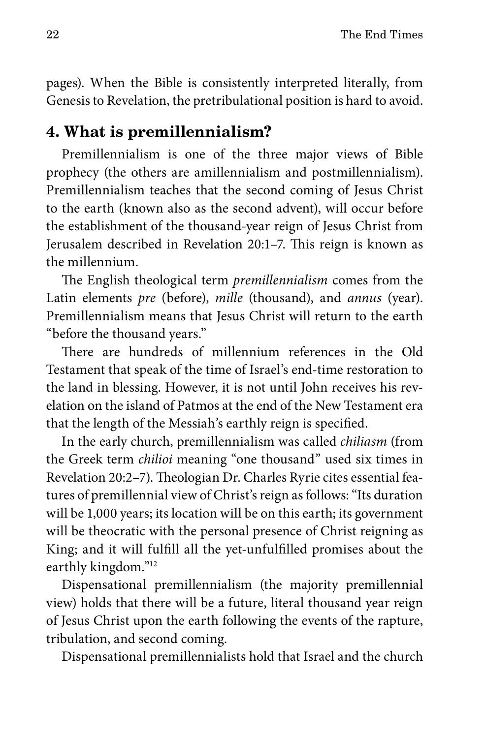pages). When the Bible is consistently interpreted literally, from Genesis to Revelation, the pretribulational position is hard to avoid.

## 4. What is premillennialism?

Premillennialism is one of the three major views of Bible prophecy (the others are amillennialism and postmillennialism). Premillennialism teaches that the second coming of Jesus Christ to the earth (known also as the second advent), will occur before the establishment of the thousand-year reign of Jesus Christ from Jerusalem described in Revelation 20:1–7. This reign is known as the millennium.

The English theological term *premillennialism* comes from the Latin elements *pre* (before), *mille* (thousand), and *annus* (year). Premillennialism means that Jesus Christ will return to the earth "before the thousand years."

There are hundreds of millennium references in the Old Testament that speak of the time of Israel's end-time restoration to the land in blessing. However, it is not until John receives his revelation on the island of Patmos at the end of the New Testament era that the length of the Messiah's earthly reign is specified.

In the early church, premillennialism was called *chiliasm* (from the Greek term *chilioi* meaning "one thousand" used six times in Revelation 20:2–7). Theologian Dr. Charles Ryrie cites essential features of premillennial view of Christ's reign as follows: "Its duration will be 1,000 years; its location will be on this earth; its government will be theocratic with the personal presence of Christ reigning as King; and it will fulfill all the yet-unfulfilled promises about the earthly kingdom."[12]

Dispensational premillennialism (the majority premillennial view) holds that there will be a future, literal thousand year reign of Jesus Christ upon the earth following the events of the rapture, tribulation, and second coming.

Dispensational premillennialists hold that Israel and the church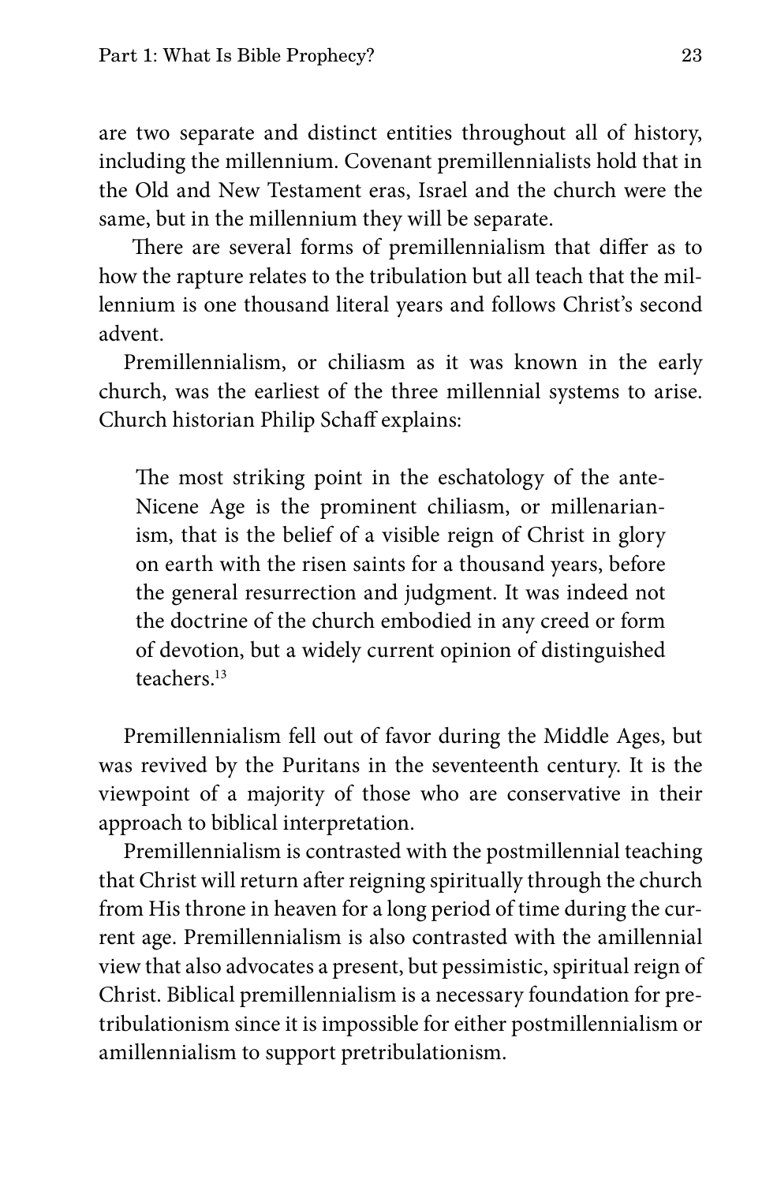are two separate and distinct entities throughout all of history, including the millennium. Covenant premillennialists hold that in the Old and New Testament eras, Israel and the church were the same, but in the millennium they will be separate.

There are several forms of premillennialism that differ as to how the rapture relates to the tribulation but all teach that the millennium is one thousand literal years and follows Christ's second advent.

Premillennialism, or chiliasm as it was known in the early church, was the earliest of the three millennial systems to arise. Church historian Philip Schaff explains:

> The most striking point in the eschatology of the ante-Nicene Age is the prominent chiliasm, or millenarianism, that is the belief of a visible reign of Christ in glory on earth with the risen saints for a thousand years, before the general resurrection and judgment. It was indeed not the doctrine of the church embodied in any creed or form of devotion, but a widely current opinion of distinguished teachers.[13]

Premillennialism fell out of favor during the Middle Ages, but was revived by the Puritans in the seventeenth century. It is the viewpoint of a majority of those who are conservative in their approach to biblical interpretation.

Premillennialism is contrasted with the postmillennial teaching that Christ will return after reigning spiritually through the church from His throne in heaven for a long period of time during the current age. Premillennialism is also contrasted with the amillennial view that also advocates a present, but pessimistic, spiritual reign of Christ. Biblical premillennialism is a necessary foundation for pretribulationism since it is impossible for either postmillennialism or amillennialism to support pretribulationism.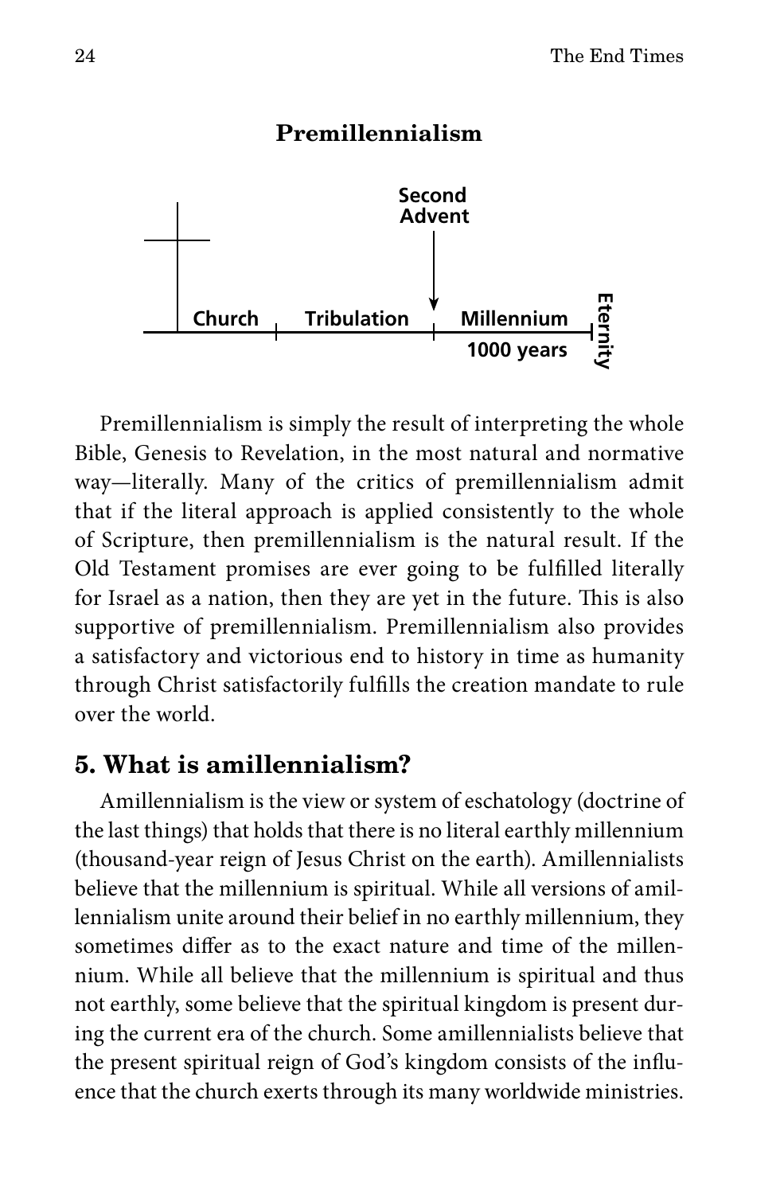## Premillennialism

Second Advent

Church | Tribulation | Millennium 1000 years | Eternity

Premillennialism is simply the result of interpreting the whole Bible, Genesis to Revelation, in the most natural and normative way—literally. Many of the critics of premillennialism admit that if the literal approach is applied consistently to the whole of Scripture, then premillennialism is the natural result. If the Old Testament promises are ever going to be fulfilled literally for Israel as a nation, then they are yet in the future. This is also supportive of premillennialism. Premillennialism also provides a satisfactory and victorious end to history in time as humanity through Christ satisfactorily fulfills the creation mandate to rule over the world.

## 5. What is amillennialism?

Amillennialism is the view or system of eschatology (doctrine of the last things) that holds that there is no literal earthly millennium (thousand-year reign of Jesus Christ on the earth). Amillennialists believe that the millennium is spiritual. While all versions of amillennialism unite around their belief in no earthly millennium, they sometimes differ as to the exact nature and time of the millennium. While all believe that the millennium is spiritual and thus not earthly, some believe that the spiritual kingdom is present during the current era of the church. Some amillennialists believe that the present spiritual reign of God's kingdom consists of the influence that the church exerts through its many worldwide ministries.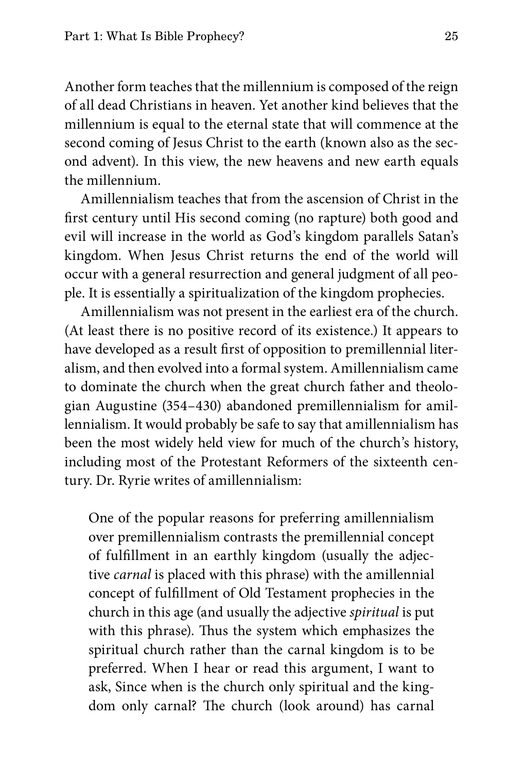Another form teaches that the millennium is composed of the reign of all dead Christians in heaven. Yet another kind believes that the millennium is equal to the eternal state that will commence at the second coming of Jesus Christ to the earth (known also as the second advent). In this view, the new heavens and new earth equals the millennium.

Amillennialism teaches that from the ascension of Christ in the first century until His second coming (no rapture) both good and evil will increase in the world as God's kingdom parallels Satan's kingdom. When Jesus Christ returns the end of the world will occur with a general resurrection and general judgment of all people. It is essentially a spiritualization of the kingdom prophecies.

Amillennialism was not present in the earliest era of the church. (At least there is no positive record of its existence.) It appears to have developed as a result first of opposition to premillennial literalism, and then evolved into a formal system. Amillennialism came to dominate the church when the great church father and theologian Augustine (354–430) abandoned premillennialism for amillennialism. It would probably be safe to say that amillennialism has been the most widely held view for much of the church's history, including most of the Protestant Reformers of the sixteenth century. Dr. Ryrie writes of amillennialism:

> One of the popular reasons for preferring amillennialism over premillennialism contrasts the premillennial concept of fulfillment in an earthly kingdom (usually the adjective *carnal* is placed with this phrase) with the amillennial concept of fulfillment of Old Testament prophecies in the church in this age (and usually the adjective *spiritual* is put with this phrase). Thus the system which emphasizes the spiritual church rather than the carnal kingdom is to be preferred. When I hear or read this argument, I want to ask, Since when is the church only spiritual and the kingdom only carnal? The church (look around) has carnal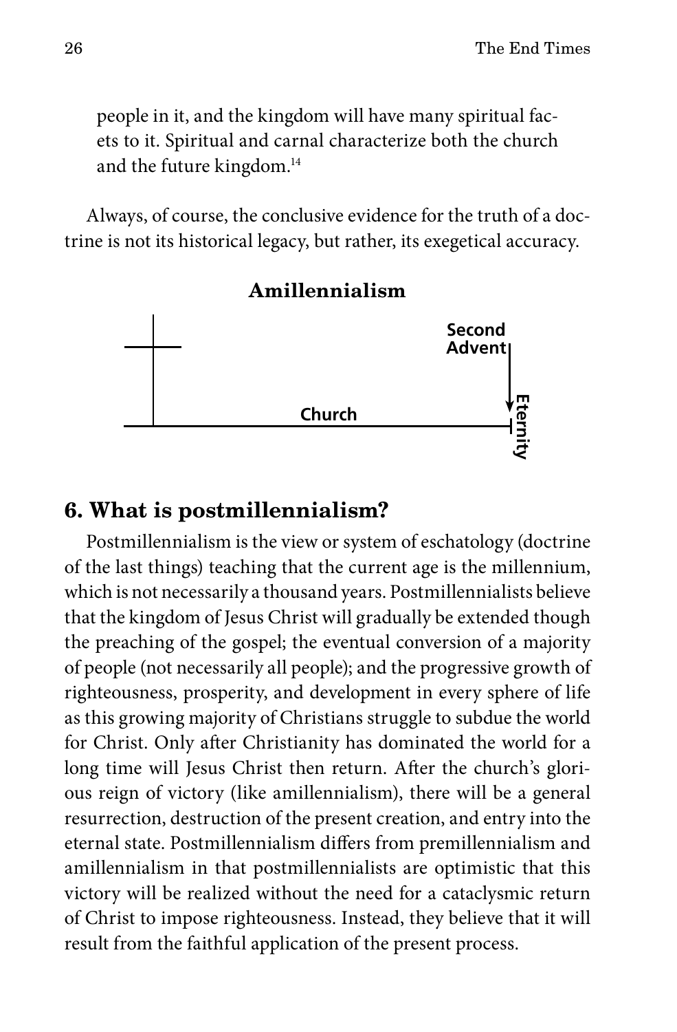people in it, and the kingdom will have many spiritual facets to it. Spiritual and carnal characterize both the church and the future kingdom.[14]

Always, of course, the conclusive evidence for the truth of a doctrine is not its historical legacy, but rather, its exegetical accuracy.

**Amillennialism**

Second Advent

Church

Eternity

## 6. What is postmillennialism?

Postmillennialism is the view or system of eschatology (doctrine of the last things) teaching that the current age is the millennium, which is not necessarily a thousand years. Postmillennialists believe that the kingdom of Jesus Christ will gradually be extended though the preaching of the gospel; the eventual conversion of a majority of people (not necessarily all people); and the progressive growth of righteousness, prosperity, and development in every sphere of life as this growing majority of Christians struggle to subdue the world for Christ. Only after Christianity has dominated the world for a long time will Jesus Christ then return. After the church's glorious reign of victory (like amillennialism), there will be a general resurrection, destruction of the present creation, and entry into the eternal state. Postmillennialism differs from premillennialism and amillennialism in that postmillennialists are optimistic that this victory will be realized without the need for a cataclysmic return of Christ to impose righteousness. Instead, they believe that it will result from the faithful application of the present process.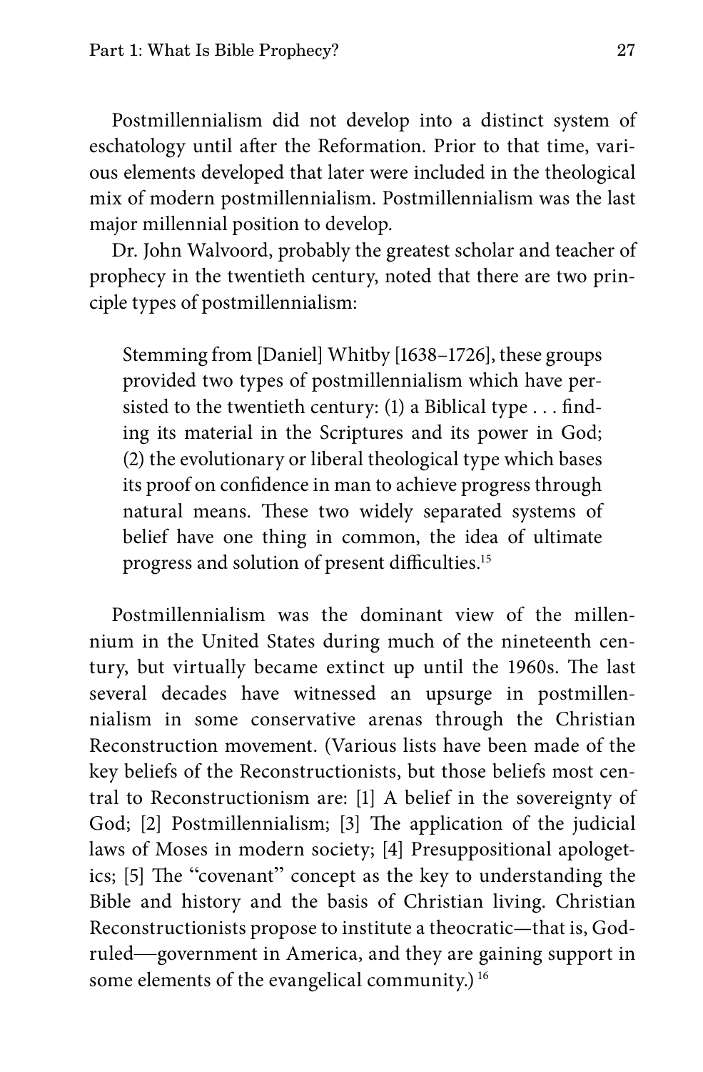Postmillennialism did not develop into a distinct system of eschatology until after the Reformation. Prior to that time, various elements developed that later were included in the theological mix of modern postmillennialism. Postmillennialism was the last major millennial position to develop.

Dr. John Walvoord, probably the greatest scholar and teacher of prophecy in the twentieth century, noted that there are two principle types of postmillennialism:

> Stemming from [Daniel] Whitby [1638–1726], these groups provided two types of postmillennialism which have persisted to the twentieth century: (1) a Biblical type . . . finding its material in the Scriptures and its power in God; (2) the evolutionary or liberal theological type which bases its proof on confidence in man to achieve progress through natural means. These two widely separated systems of belief have one thing in common, the idea of ultimate progress and solution of present difficulties.[15]

Postmillennialism was the dominant view of the millennium in the United States during much of the nineteenth century, but virtually became extinct up until the 1960s. The last several decades have witnessed an upsurge in postmillennialism in some conservative arenas through the Christian Reconstruction movement. (Various lists have been made of the key beliefs of the Reconstructionists, but those beliefs most central to Reconstructionism are: [1] A belief in the sovereignty of God; [2] Postmillennialism; [3] The application of the judicial laws of Moses in modern society; [4] Presuppositional apologetics; [5] The "covenant" concept as the key to understanding the Bible and history and the basis of Christian living. Christian Reconstructionists propose to institute a theocratic—that is, God-ruled—government in America, and they are gaining support in some elements of the evangelical community.) [16]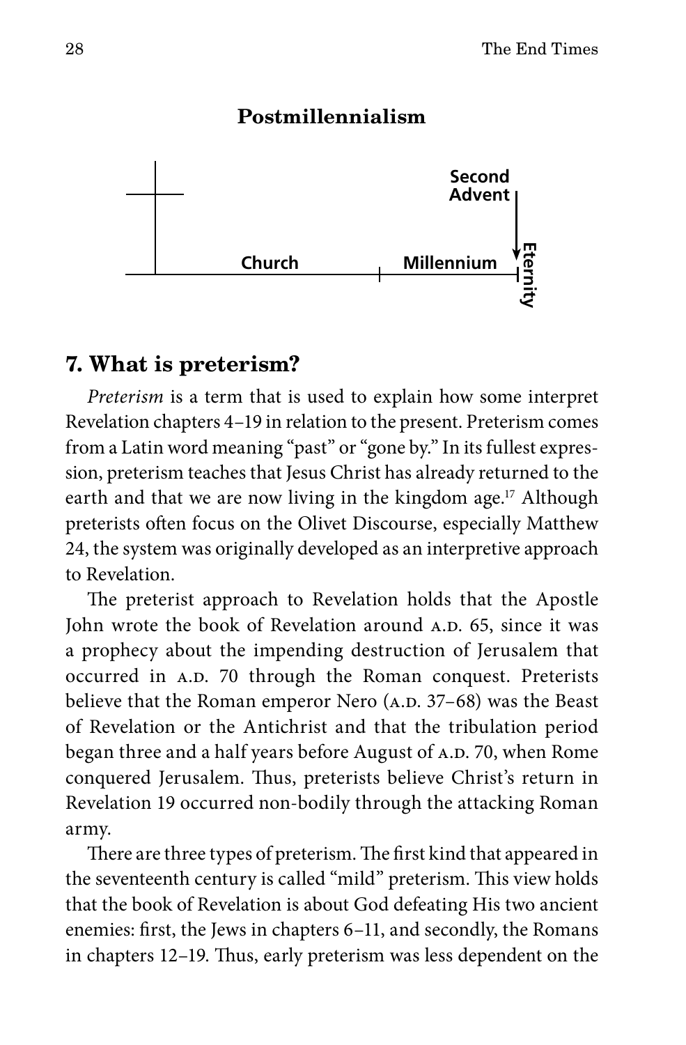**Postmillennialism**

Second Advent

Church | Millennium | Eternity

## 7. What is preterism?

*Preterism* is a term that is used to explain how some interpret Revelation chapters 4–19 in relation to the present. Preterism comes from a Latin word meaning "past" or "gone by." In its fullest expression, preterism teaches that Jesus Christ has already returned to the earth and that we are now living in the kingdom age.[17] Although preterists often focus on the Olivet Discourse, especially Matthew 24, the system was originally developed as an interpretive approach to Revelation.

The preterist approach to Revelation holds that the Apostle John wrote the book of Revelation around A.D. 65, since it was a prophecy about the impending destruction of Jerusalem that occurred in A.D. 70 through the Roman conquest. Preterists believe that the Roman emperor Nero (A.D. 37–68) was the Beast of Revelation or the Antichrist and that the tribulation period began three and a half years before August of A.D. 70, when Rome conquered Jerusalem. Thus, preterists believe Christ's return in Revelation 19 occurred non-bodily through the attacking Roman army.

There are three types of preterism. The first kind that appeared in the seventeenth century is called "mild" preterism. This view holds that the book of Revelation is about God defeating His two ancient enemies: first, the Jews in chapters 6–11, and secondly, the Romans in chapters 12–19. Thus, early preterism was less dependent on the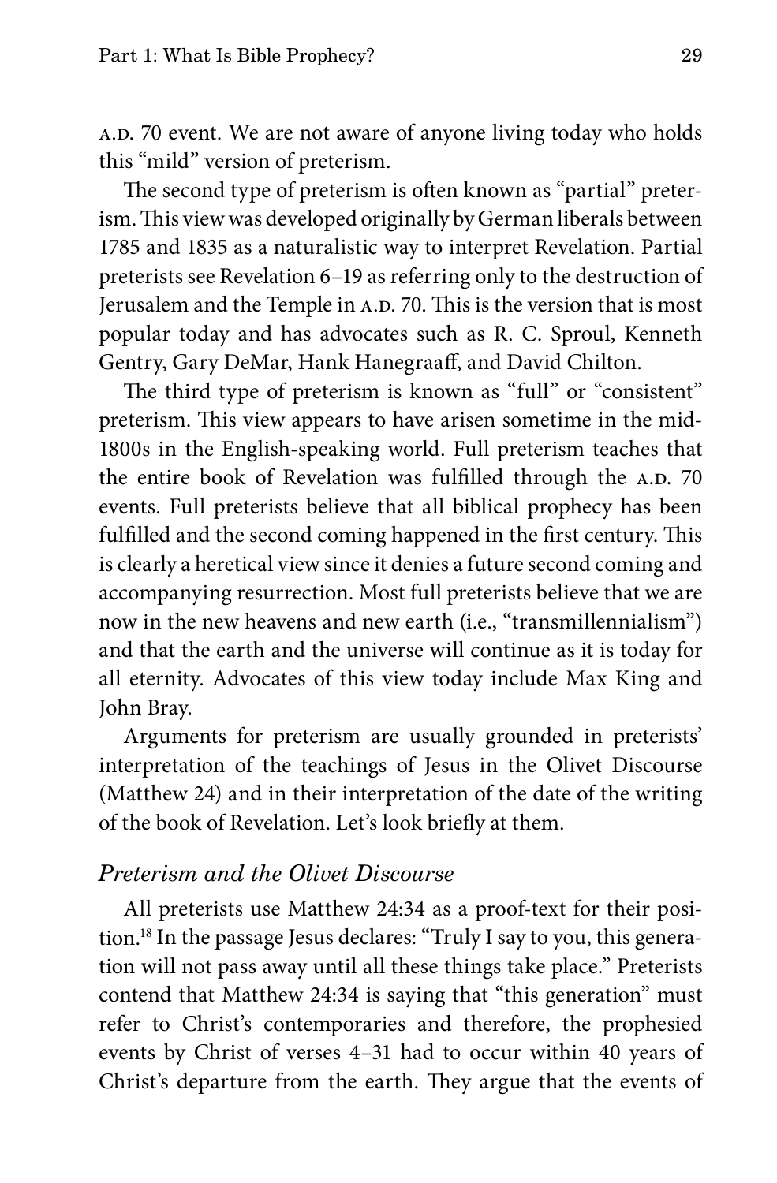A.D. 70 event. We are not aware of anyone living today who holds this "mild" version of preterism.

The second type of preterism is often known as "partial" preterism. This view was developed originally by German liberals between 1785 and 1835 as a naturalistic way to interpret Revelation. Partial preterists see Revelation 6–19 as referring only to the destruction of Jerusalem and the Temple in A.D. 70. This is the version that is most popular today and has advocates such as R. C. Sproul, Kenneth Gentry, Gary DeMar, Hank Hanegraaff, and David Chilton.

The third type of preterism is known as "full" or "consistent" preterism. This view appears to have arisen sometime in the mid-1800s in the English-speaking world. Full preterism teaches that the entire book of Revelation was fulfilled through the A.D. 70 events. Full preterists believe that all biblical prophecy has been fulfilled and the second coming happened in the first century. This is clearly a heretical view since it denies a future second coming and accompanying resurrection. Most full preterists believe that we are now in the new heavens and new earth (i.e., "transmillennialism") and that the earth and the universe will continue as it is today for all eternity. Advocates of this view today include Max King and John Bray.

Arguments for preterism are usually grounded in preterists' interpretation of the teachings of Jesus in the Olivet Discourse (Matthew 24) and in their interpretation of the date of the writing of the book of Revelation. Let's look briefly at them.

### *Preterism and the Olivet Discourse*

All preterists use Matthew 24:34 as a proof-text for their position.[18] In the passage Jesus declares: "Truly I say to you, this generation will not pass away until all these things take place." Preterists contend that Matthew 24:34 is saying that "this generation" must refer to Christ's contemporaries and therefore, the prophesied events by Christ of verses 4–31 had to occur within 40 years of Christ's departure from the earth. They argue that the events of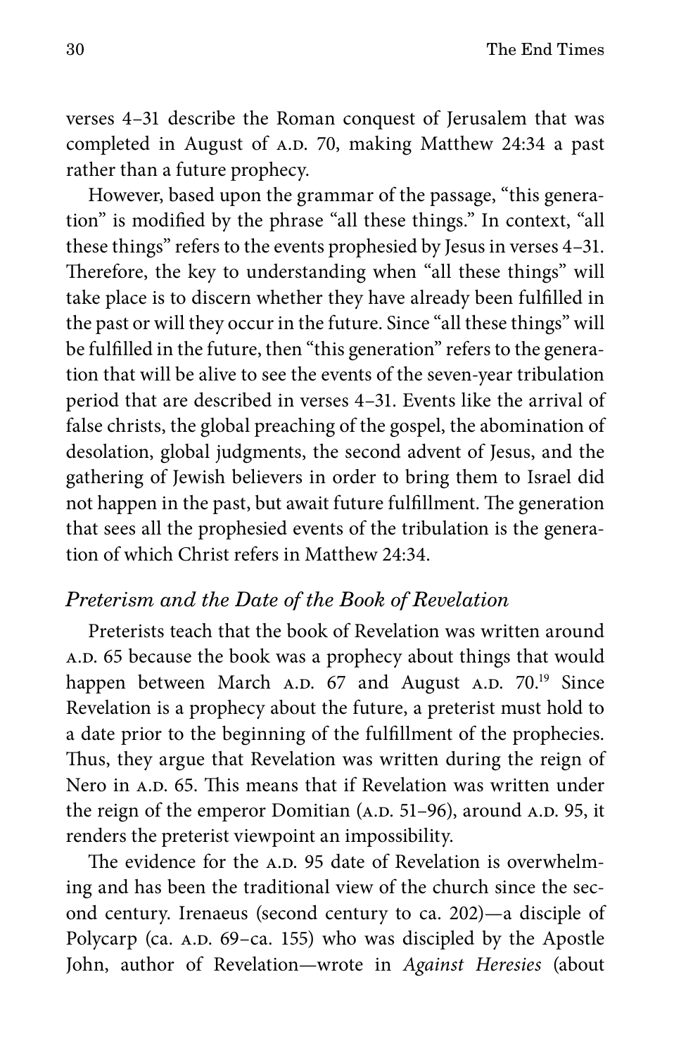verses 4–31 describe the Roman conquest of Jerusalem that was completed in August of A.D. 70, making Matthew 24:34 a past rather than a future prophecy.

However, based upon the grammar of the passage, "this generation" is modified by the phrase "all these things." In context, "all these things" refers to the events prophesied by Jesus in verses 4–31. Therefore, the key to understanding when "all these things" will take place is to discern whether they have already been fulfilled in the past or will they occur in the future. Since "all these things" will be fulfilled in the future, then "this generation" refers to the generation that will be alive to see the events of the seven-year tribulation period that are described in verses 4–31. Events like the arrival of false christs, the global preaching of the gospel, the abomination of desolation, global judgments, the second advent of Jesus, and the gathering of Jewish believers in order to bring them to Israel did not happen in the past, but await future fulfillment. The generation that sees all the prophesied events of the tribulation is the generation of which Christ refers in Matthew 24:34.

### *Preterism and the Date of the Book of Revelation*

Preterists teach that the book of Revelation was written around A.D. 65 because the book was a prophecy about things that would happen between March A.D. 67 and August A.D. 70.[19] Since Revelation is a prophecy about the future, a preterist must hold to a date prior to the beginning of the fulfillment of the prophecies. Thus, they argue that Revelation was written during the reign of Nero in A.D. 65. This means that if Revelation was written under the reign of the emperor Domitian (A.D. 51–96), around A.D. 95, it renders the preterist viewpoint an impossibility.

The evidence for the A.D. 95 date of Revelation is overwhelming and has been the traditional view of the church since the second century. Irenaeus (second century to ca. 202)—a disciple of Polycarp (ca. A.D. 69–ca. 155) who was discipled by the Apostle John, author of Revelation—wrote in *Against Heresies* (about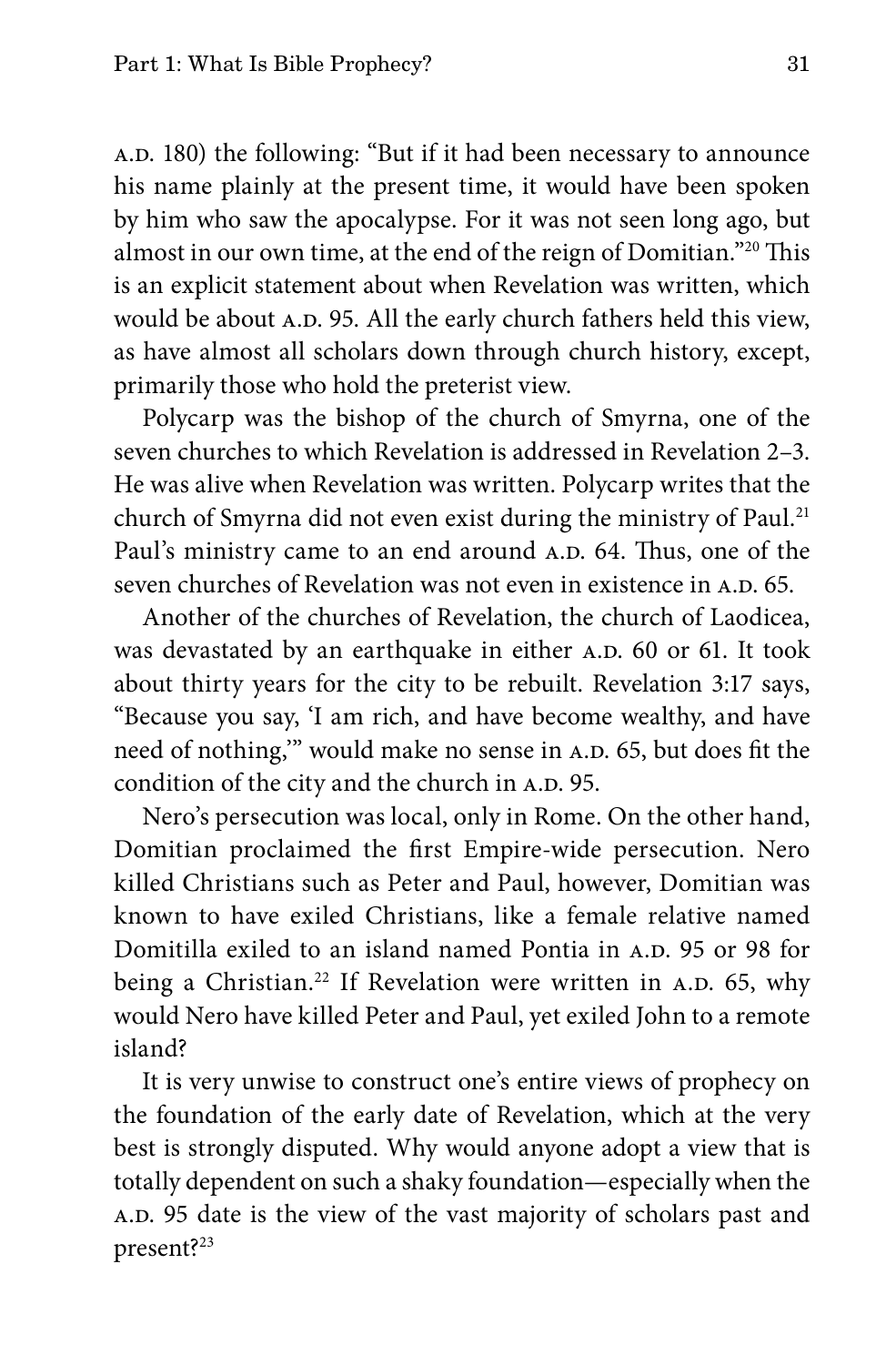A.D. 180) the following: "But if it had been necessary to announce his name plainly at the present time, it would have been spoken by him who saw the apocalypse. For it was not seen long ago, but almost in our own time, at the end of the reign of Domitian."[20] This is an explicit statement about when Revelation was written, which would be about A.D. 95. All the early church fathers held this view, as have almost all scholars down through church history, except, primarily those who hold the preterist view.

Polycarp was the bishop of the church of Smyrna, one of the seven churches to which Revelation is addressed in Revelation 2–3. He was alive when Revelation was written. Polycarp writes that the church of Smyrna did not even exist during the ministry of Paul.[21] Paul's ministry came to an end around A.D. 64. Thus, one of the seven churches of Revelation was not even in existence in A.D. 65.

Another of the churches of Revelation, the church of Laodicea, was devastated by an earthquake in either A.D. 60 or 61. It took about thirty years for the city to be rebuilt. Revelation 3:17 says, "Because you say, 'I am rich, and have become wealthy, and have need of nothing,'" would make no sense in A.D. 65, but does fit the condition of the city and the church in A.D. 95.

Nero's persecution was local, only in Rome. On the other hand, Domitian proclaimed the first Empire-wide persecution. Nero killed Christians such as Peter and Paul, however, Domitian was known to have exiled Christians, like a female relative named Domitilla exiled to an island named Pontia in A.D. 95 or 98 for being a Christian.[22] If Revelation were written in A.D. 65, why would Nero have killed Peter and Paul, yet exiled John to a remote island?

It is very unwise to construct one's entire views of prophecy on the foundation of the early date of Revelation, which at the very best is strongly disputed. Why would anyone adopt a view that is totally dependent on such a shaky foundation—especially when the A.D. 95 date is the view of the vast majority of scholars past and present?[23]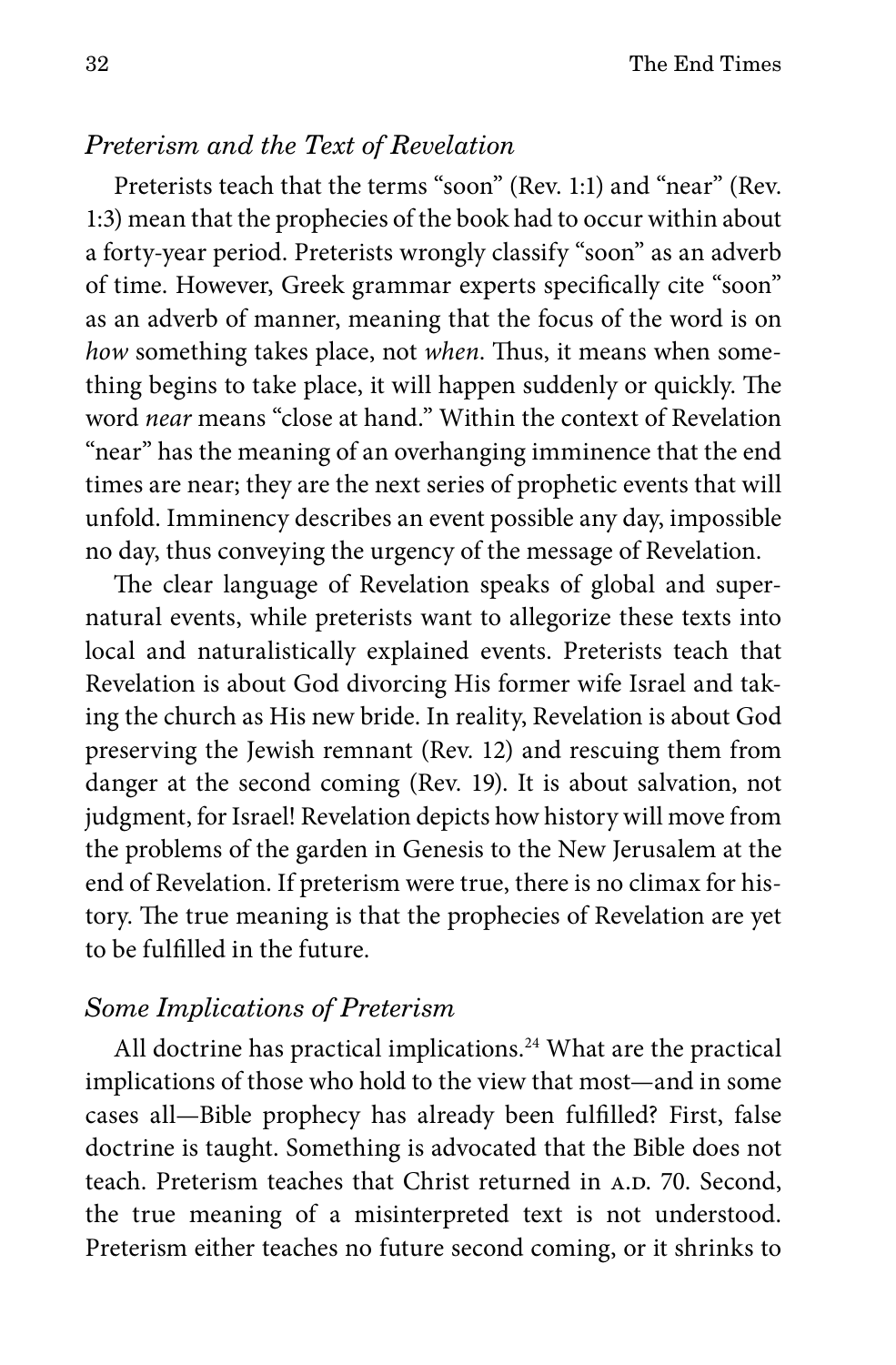### *Preterism and the Text of Revelation*

Preterists teach that the terms "soon" (Rev. 1:1) and "near" (Rev. 1:3) mean that the prophecies of the book had to occur within about a forty-year period. Preterists wrongly classify "soon" as an adverb of time. However, Greek grammar experts specifically cite "soon" as an adverb of manner, meaning that the focus of the word is on *how* something takes place, not *when*. Thus, it means when something begins to take place, it will happen suddenly or quickly. The word *near* means "close at hand." Within the context of Revelation "near" has the meaning of an overhanging imminence that the end times are near; they are the next series of prophetic events that will unfold. Imminency describes an event possible any day, impossible no day, thus conveying the urgency of the message of Revelation.

The clear language of Revelation speaks of global and supernatural events, while preterists want to allegorize these texts into local and naturalistically explained events. Preterists teach that Revelation is about God divorcing His former wife Israel and taking the church as His new bride. In reality, Revelation is about God preserving the Jewish remnant (Rev. 12) and rescuing them from danger at the second coming (Rev. 19). It is about salvation, not judgment, for Israel! Revelation depicts how history will move from the problems of the garden in Genesis to the New Jerusalem at the end of Revelation. If preterism were true, there is no climax for history. The true meaning is that the prophecies of Revelation are yet to be fulfilled in the future.

### *Some Implications of Preterism*

All doctrine has practical implications.[24] What are the practical implications of those who hold to the view that most—and in some cases all—Bible prophecy has already been fulfilled? First, false doctrine is taught. Something is advocated that the Bible does not teach. Preterism teaches that Christ returned in A.D. 70. Second, the true meaning of a misinterpreted text is not understood. Preterism either teaches no future second coming, or it shrinks to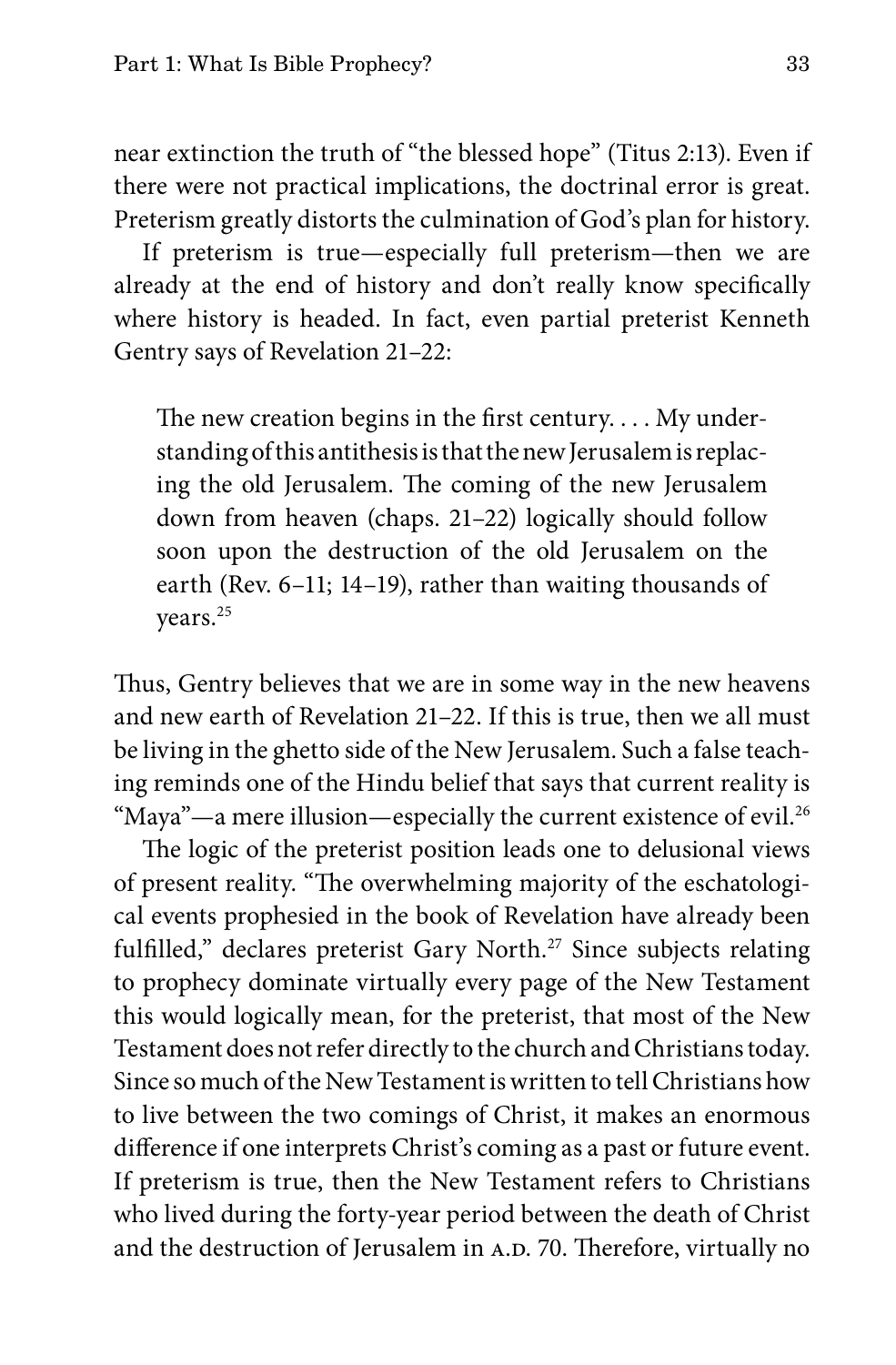near extinction the truth of "the blessed hope" (Titus 2:13). Even if there were not practical implications, the doctrinal error is great. Preterism greatly distorts the culmination of God's plan for history.

If preterism is true—especially full preterism—then we are already at the end of history and don't really know specifically where history is headed. In fact, even partial preterist Kenneth Gentry says of Revelation 21–22:

> The new creation begins in the first century. . . . My understanding of this antithesis is that the new Jerusalem is replacing the old Jerusalem. The coming of the new Jerusalem down from heaven (chaps. 21–22) logically should follow soon upon the destruction of the old Jerusalem on the earth (Rev. 6–11; 14–19), rather than waiting thousands of years.[25]

Thus, Gentry believes that we are in some way in the new heavens and new earth of Revelation 21–22. If this is true, then we all must be living in the ghetto side of the New Jerusalem. Such a false teaching reminds one of the Hindu belief that says that current reality is "Maya"—a mere illusion—especially the current existence of evil.[26]

The logic of the preterist position leads one to delusional views of present reality. "The overwhelming majority of the eschatological events prophesied in the book of Revelation have already been fulfilled," declares preterist Gary North.[27] Since subjects relating to prophecy dominate virtually every page of the New Testament this would logically mean, for the preterist, that most of the New Testament does not refer directly to the church and Christians today. Since so much of the New Testament is written to tell Christians how to live between the two comings of Christ, it makes an enormous difference if one interprets Christ's coming as a past or future event. If preterism is true, then the New Testament refers to Christians who lived during the forty-year period between the death of Christ and the destruction of Jerusalem in A.D. 70. Therefore, virtually no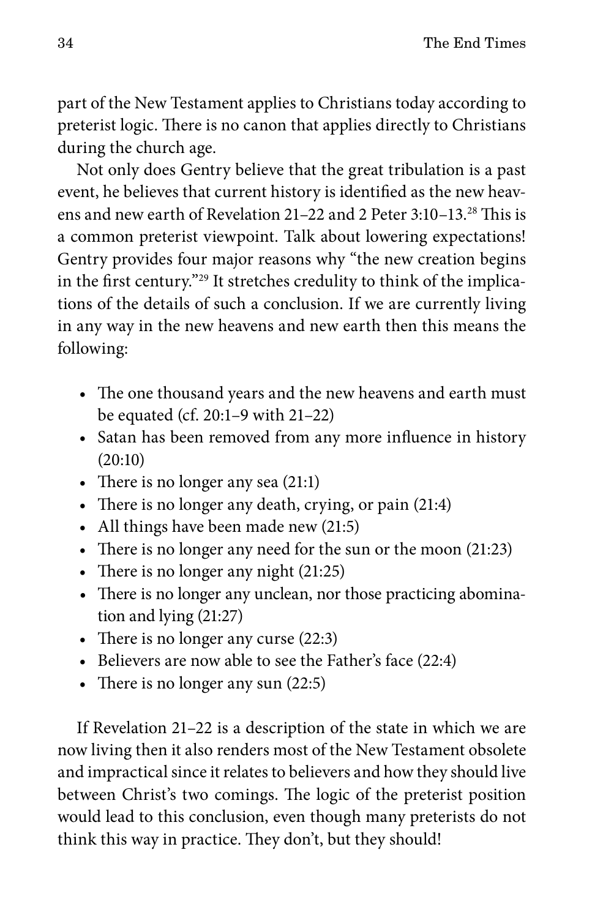part of the New Testament applies to Christians today according to preterist logic. There is no canon that applies directly to Christians during the church age.

Not only does Gentry believe that the great tribulation is a past event, he believes that current history is identified as the new heavens and new earth of Revelation 21–22 and 2 Peter 3:10–13.[28] This is a common preterist viewpoint. Talk about lowering expectations! Gentry provides four major reasons why "the new creation begins in the first century."[29] It stretches credulity to think of the implications of the details of such a conclusion. If we are currently living in any way in the new heavens and new earth then this means the following:

- The one thousand years and the new heavens and earth must be equated (cf. 20:1–9 with 21–22)
- Satan has been removed from any more influence in history (20:10)
- There is no longer any sea (21:1)
- There is no longer any death, crying, or pain (21:4)
- All things have been made new (21:5)
- There is no longer any need for the sun or the moon (21:23)
- There is no longer any night (21:25)
- There is no longer any unclean, nor those practicing abomination and lying (21:27)
- There is no longer any curse (22:3)
- Believers are now able to see the Father's face (22:4)
- There is no longer any sun (22:5)

If Revelation 21–22 is a description of the state in which we are now living then it also renders most of the New Testament obsolete and impractical since it relates to believers and how they should live between Christ's two comings. The logic of the preterist position would lead to this conclusion, even though many preterists do not think this way in practice. They don't, but they should!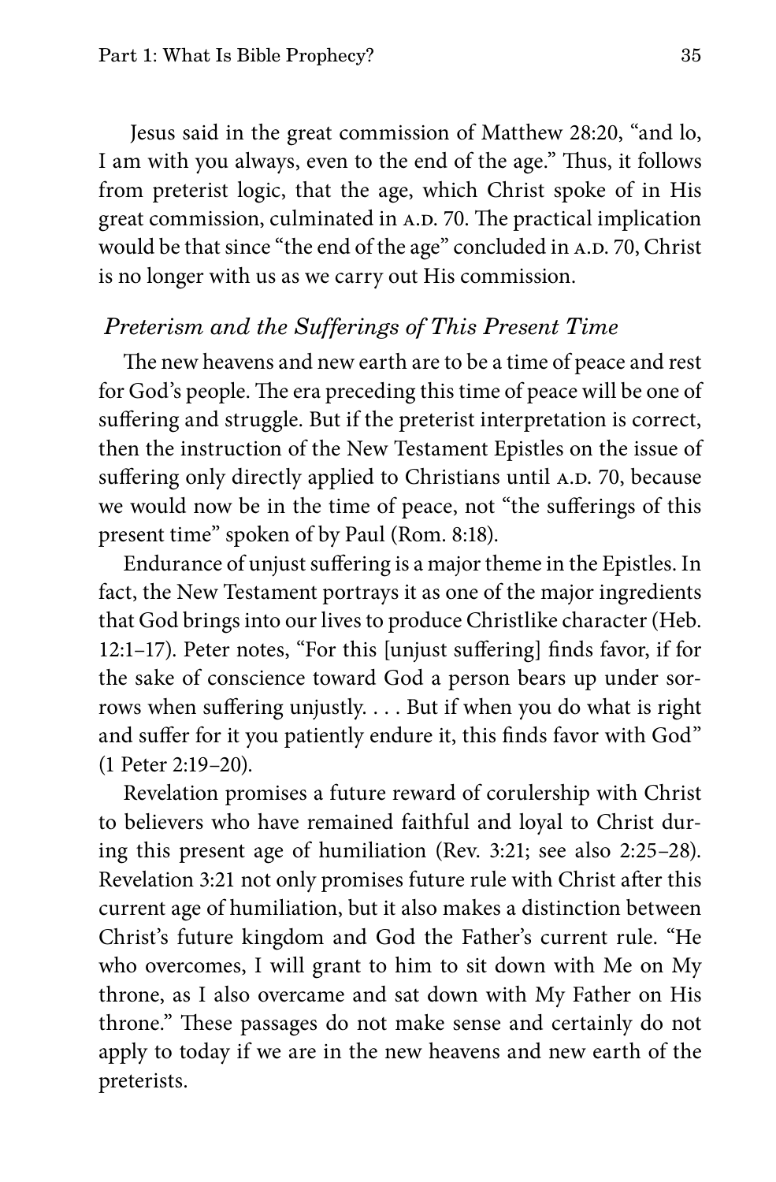Jesus said in the great commission of Matthew 28:20, "and lo, I am with you always, even to the end of the age." Thus, it follows from preterist logic, that the age, which Christ spoke of in His great commission, culminated in A.D. 70. The practical implication would be that since "the end of the age" concluded in A.D. 70, Christ is no longer with us as we carry out His commission.

### *Preterism and the Sufferings of This Present Time*

The new heavens and new earth are to be a time of peace and rest for God's people. The era preceding this time of peace will be one of suffering and struggle. But if the preterist interpretation is correct, then the instruction of the New Testament Epistles on the issue of suffering only directly applied to Christians until A.D. 70, because we would now be in the time of peace, not "the sufferings of this present time" spoken of by Paul (Rom. 8:18).

Endurance of unjust suffering is a major theme in the Epistles. In fact, the New Testament portrays it as one of the major ingredients that God brings into our lives to produce Christlike character (Heb. 12:1–17). Peter notes, "For this [unjust suffering] finds favor, if for the sake of conscience toward God a person bears up under sorrows when suffering unjustly. . . . But if when you do what is right and suffer for it you patiently endure it, this finds favor with God" (1 Peter 2:19–20).

Revelation promises a future reward of corulership with Christ to believers who have remained faithful and loyal to Christ during this present age of humiliation (Rev. 3:21; see also 2:25–28). Revelation 3:21 not only promises future rule with Christ after this current age of humiliation, but it also makes a distinction between Christ's future kingdom and God the Father's current rule. "He who overcomes, I will grant to him to sit down with Me on My throne, as I also overcame and sat down with My Father on His throne." These passages do not make sense and certainly do not apply to today if we are in the new heavens and new earth of the preterists.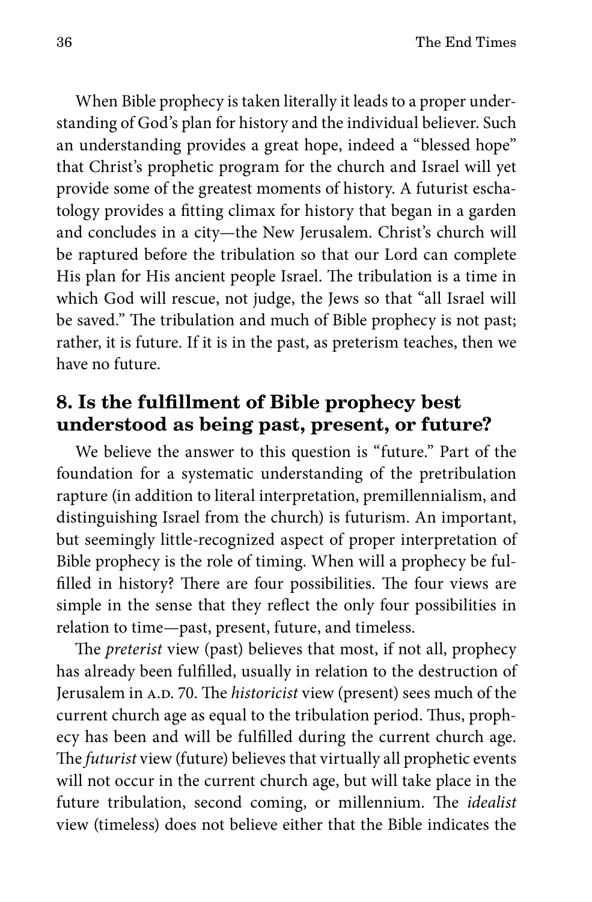When Bible prophecy is taken literally it leads to a proper understanding of God's plan for history and the individual believer. Such an understanding provides a great hope, indeed a "blessed hope" that Christ's prophetic program for the church and Israel will yet provide some of the greatest moments of history. A futurist eschatology provides a fitting climax for history that began in a garden and concludes in a city—the New Jerusalem. Christ's church will be raptured before the tribulation so that our Lord can complete His plan for His ancient people Israel. The tribulation is a time in which God will rescue, not judge, the Jews so that "all Israel will be saved." The tribulation and much of Bible prophecy is not past; rather, it is future. If it is in the past, as preterism teaches, then we have no future.

## 8. Is the fulfillment of Bible prophecy best understood as being past, present, or future?

We believe the answer to this question is "future." Part of the foundation for a systematic understanding of the pretribulation rapture (in addition to literal interpretation, premillennialism, and distinguishing Israel from the church) is futurism. An important, but seemingly little-recognized aspect of proper interpretation of Bible prophecy is the role of timing. When will a prophecy be fulfilled in history? There are four possibilities. The four views are simple in the sense that they reflect the only four possibilities in relation to time—past, present, future, and timeless.

The *preterist* view (past) believes that most, if not all, prophecy has already been fulfilled, usually in relation to the destruction of Jerusalem in A.D. 70. The *historicist* view (present) sees much of the current church age as equal to the tribulation period. Thus, prophecy has been and will be fulfilled during the current church age. The *futurist* view (future) believes that virtually all prophetic events will not occur in the current church age, but will take place in the future tribulation, second coming, or millennium. The *idealist* view (timeless) does not believe either that the Bible indicates the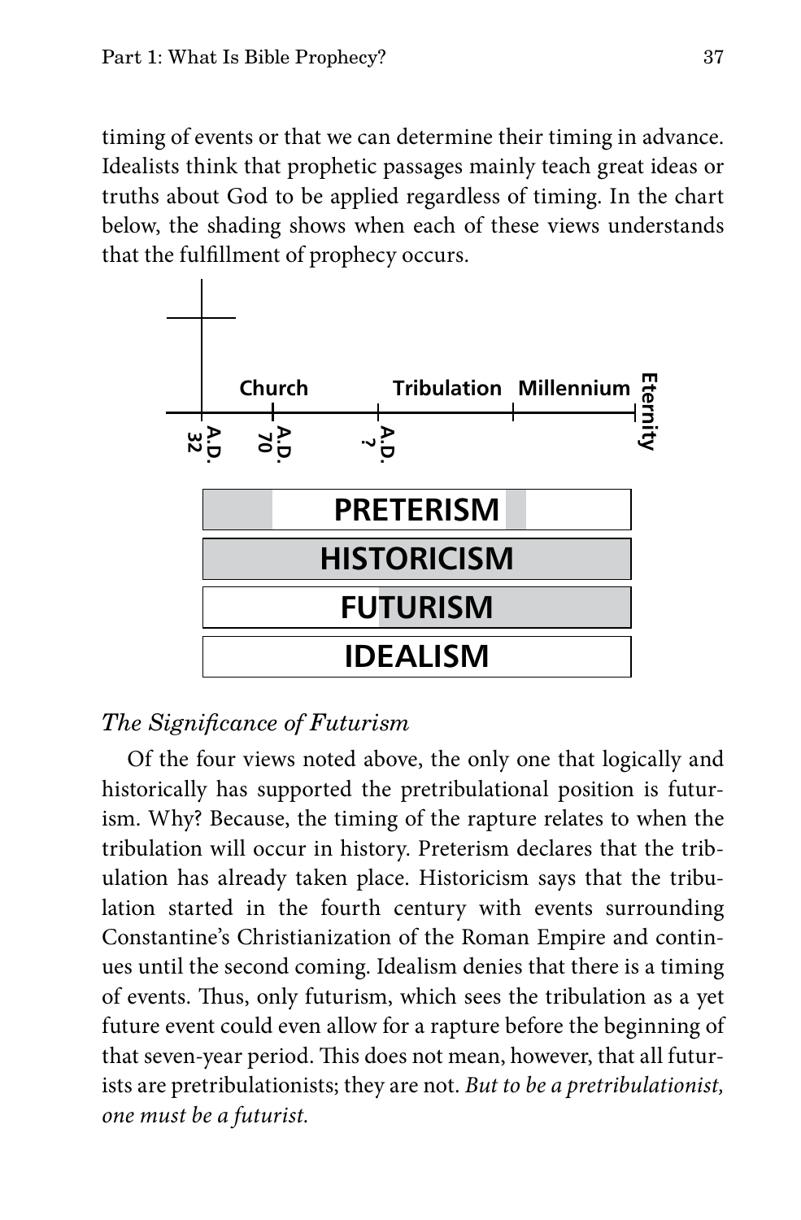timing of events or that we can determine their timing in advance. Idealists think that prophetic passages mainly teach great ideas or truths about God to be applied regardless of timing. In the chart below, the shading shows when each of these views understands that the fulfillment of prophecy occurs.

Church | Tribulation | Millennium | Eternity

A.D. 32 | A.D. 70 | A.D. ?

PRETERISM

HISTORICISM

FUTURISM

IDEALISM

*The Significance of Futurism*

Of the four views noted above, the only one that logically and historically has supported the pretribulational position is futurism. Why? Because, the timing of the rapture relates to when the tribulation will occur in history. Preterism declares that the tribulation has already taken place. Historicism says that the tribulation started in the fourth century with events surrounding Constantine's Christianization of the Roman Empire and continues until the second coming. Idealism denies that there is a timing of events. Thus, only futurism, which sees the tribulation as a yet future event could even allow for a rapture before the beginning of that seven-year period. This does not mean, however, that all futurists are pretribulationists; they are not. *But to be a pretribulationist, one must be a futurist.*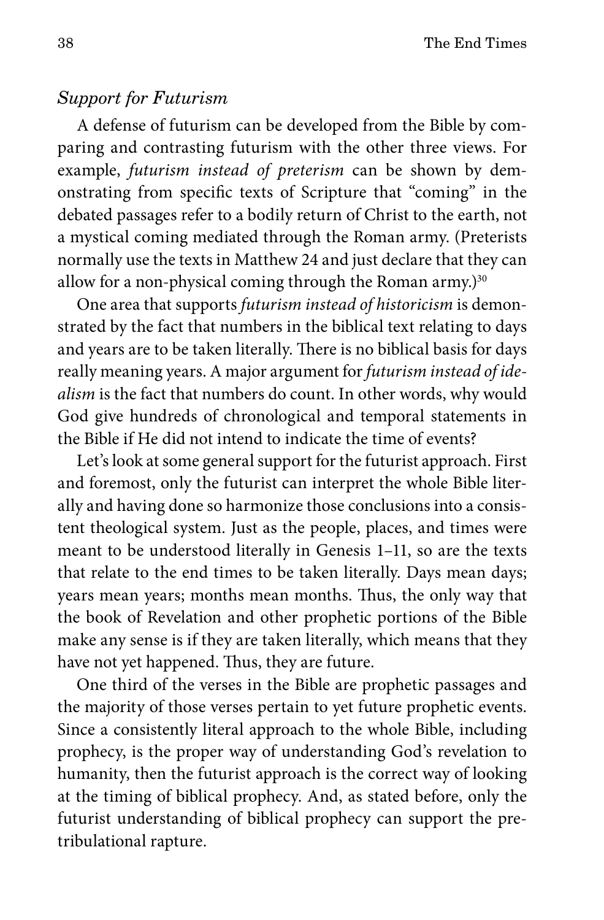### *Support for Futurism*

A defense of futurism can be developed from the Bible by comparing and contrasting futurism with the other three views. For example, *futurism instead of preterism* can be shown by demonstrating from specific texts of Scripture that "coming" in the debated passages refer to a bodily return of Christ to the earth, not a mystical coming mediated through the Roman army. (Preterists normally use the texts in Matthew 24 and just declare that they can allow for a non-physical coming through the Roman army.)[30]

One area that supports *futurism instead of historicism* is demonstrated by the fact that numbers in the biblical text relating to days and years are to be taken literally. There is no biblical basis for days really meaning years. A major argument for *futurism instead of idealism* is the fact that numbers do count. In other words, why would God give hundreds of chronological and temporal statements in the Bible if He did not intend to indicate the time of events?

Let's look at some general support for the futurist approach. First and foremost, only the futurist can interpret the whole Bible literally and having done so harmonize those conclusions into a consistent theological system. Just as the people, places, and times were meant to be understood literally in Genesis 1–11, so are the texts that relate to the end times to be taken literally. Days mean days; years mean years; months mean months. Thus, the only way that the book of Revelation and other prophetic portions of the Bible make any sense is if they are taken literally, which means that they have not yet happened. Thus, they are future.

One third of the verses in the Bible are prophetic passages and the majority of those verses pertain to yet future prophetic events. Since a consistently literal approach to the whole Bible, including prophecy, is the proper way of understanding God's revelation to humanity, then the futurist approach is the correct way of looking at the timing of biblical prophecy. And, as stated before, only the futurist understanding of biblical prophecy can support the pretribulational rapture.